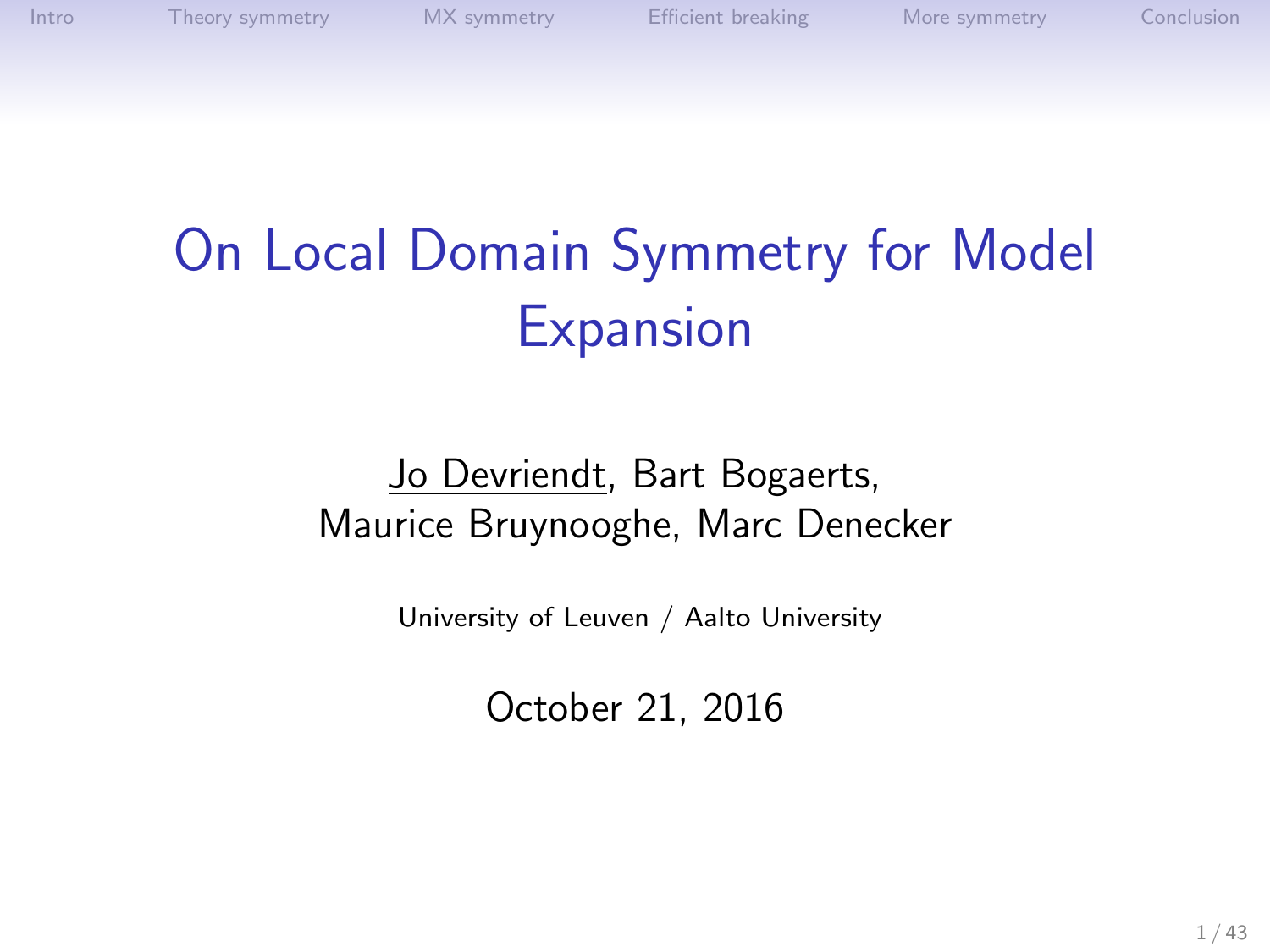# On Local Domain Symmetry for Model Expansion

Jo Devriendt, Bart Bogaerts,
Maurice Bruynooghe, Marc Denecker

University of Leuven / Aalto University

October 21, 2016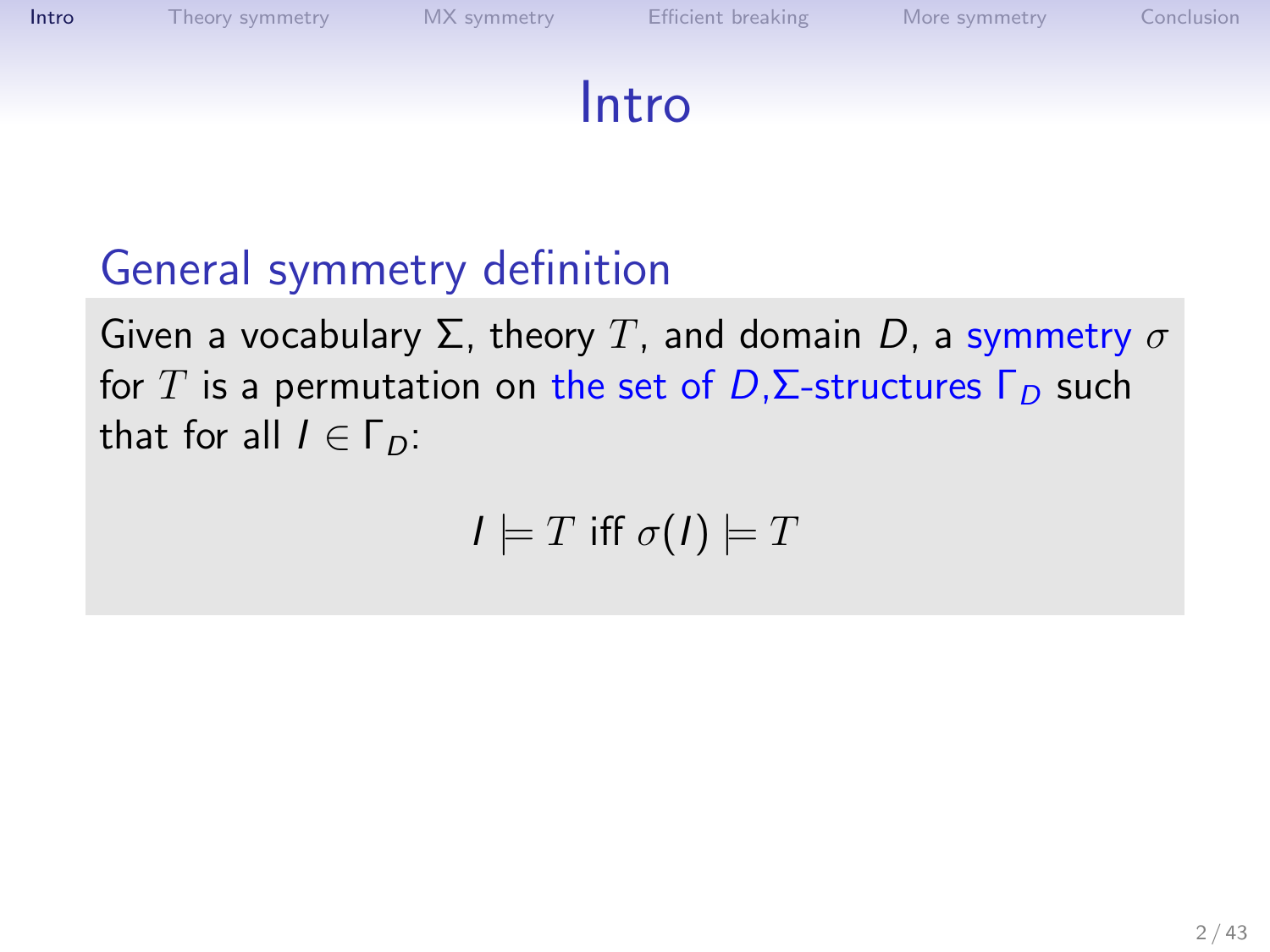# Intro

## General symmetry definition

Given a vocabulary $\Sigma$, theory $T$, and domain $D$, a symmetry $\sigma$ for $T$ is a permutation on the set of $D$,$\Sigma$-structures $\Gamma_D$ such that for all $I \in \Gamma_D$:

$$I \models T \text{ iff } \sigma(I) \models T$$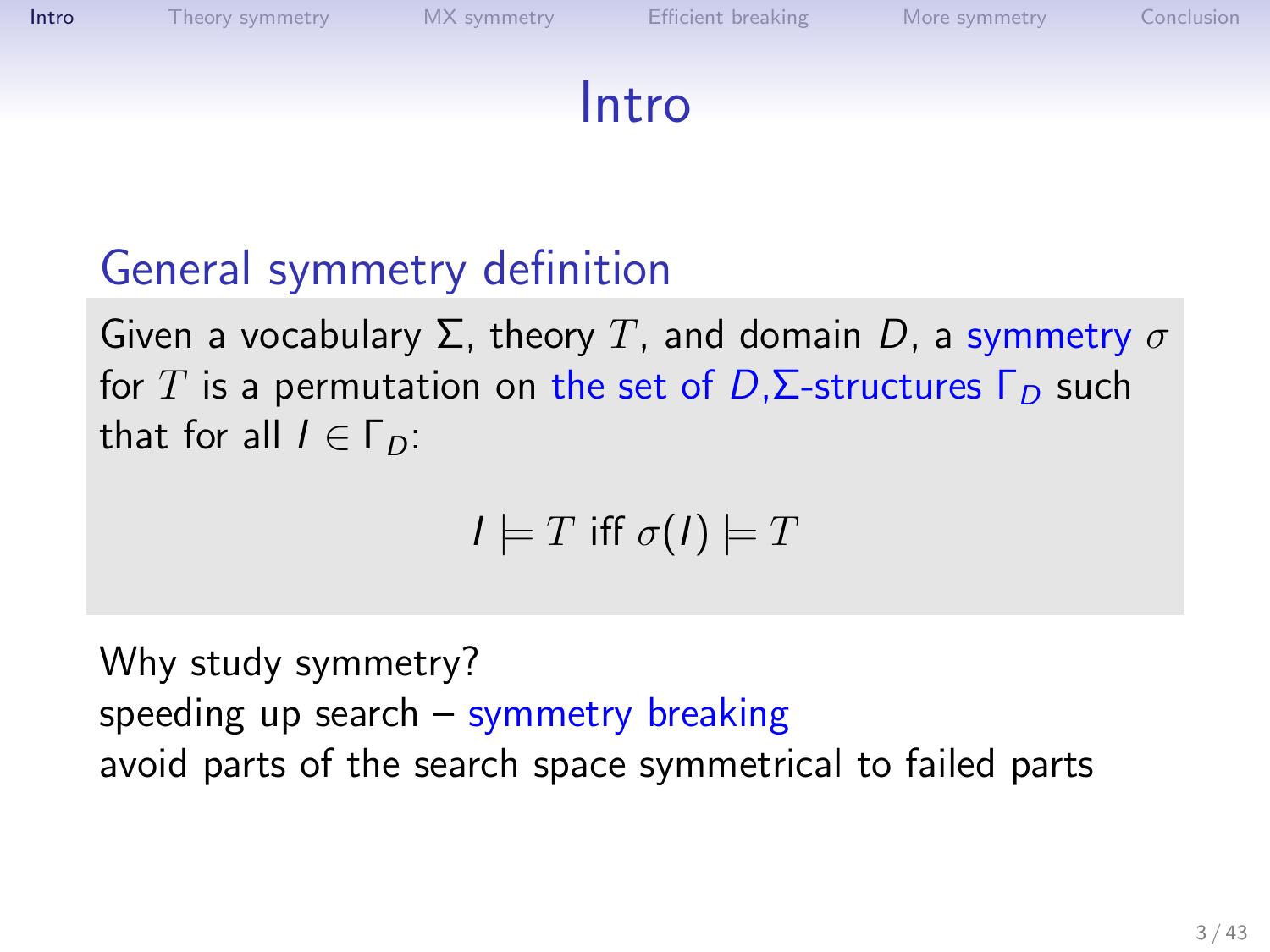# Intro

## General symmetry definition

Given a vocabulary $\Sigma$, theory $T$, and domain $D$, a symmetry $\sigma$ for $T$ is a permutation on the set of $D$,$\Sigma$-structures $\Gamma_D$ such that for all $I \in \Gamma_D$:

$$I \models T \text{ iff } \sigma(I) \models T$$

Why study symmetry?
speeding up search – symmetry breaking
avoid parts of the search space symmetrical to failed parts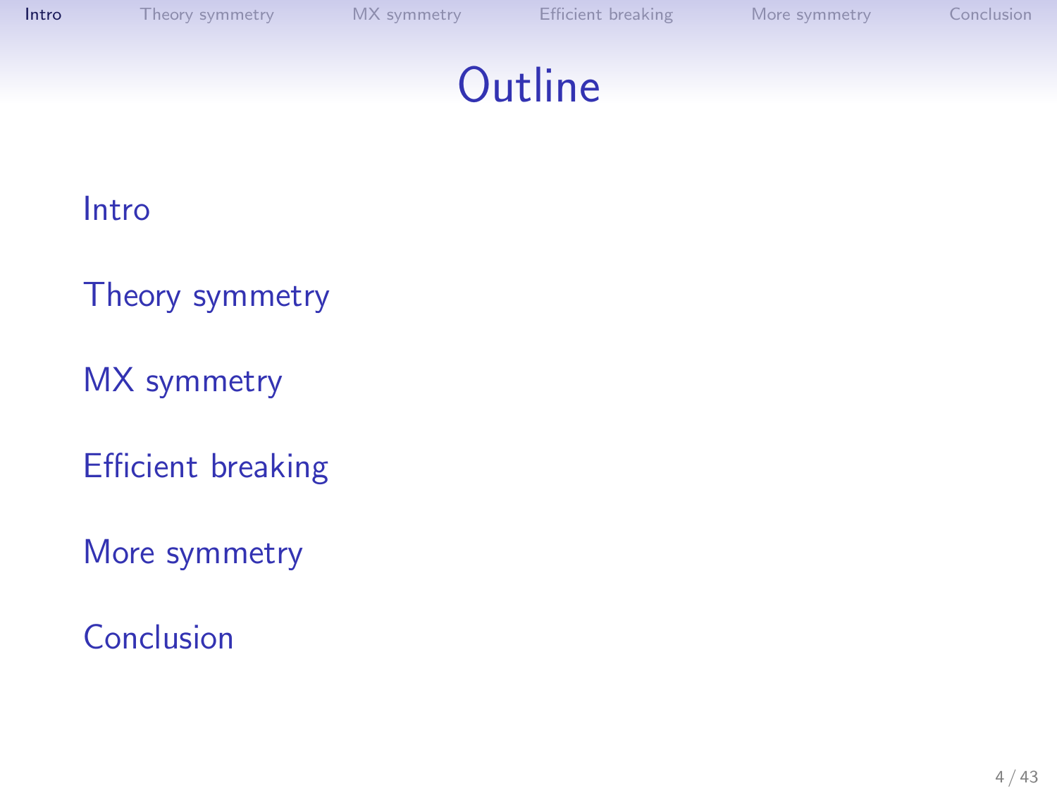# Outline

Intro

Theory symmetry

MX symmetry

Efficient breaking

More symmetry

Conclusion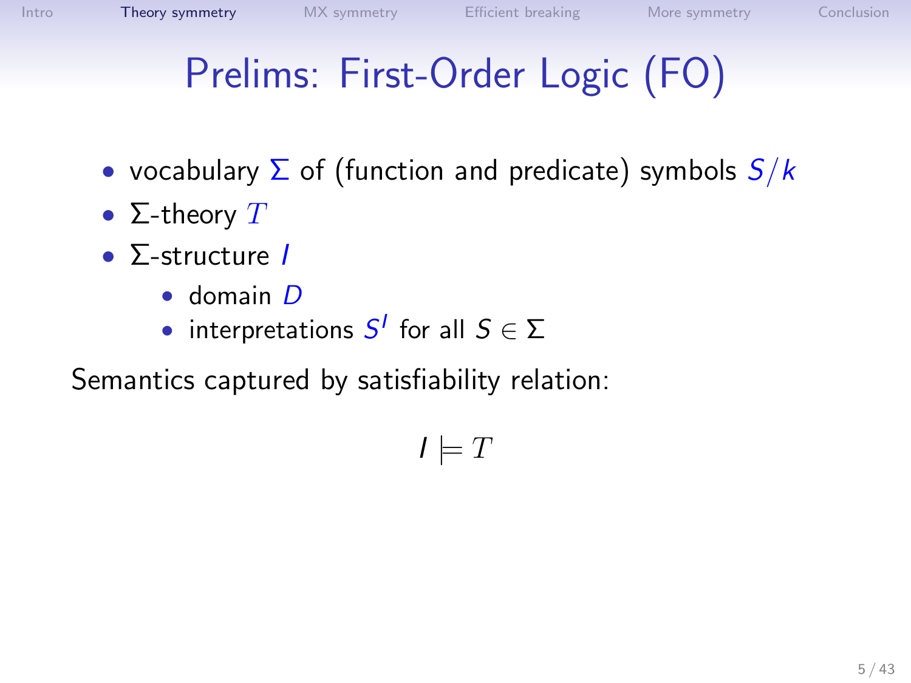# Prelims: First-Order Logic (FO)

- vocabulary $\Sigma$ of (function and predicate) symbols $S/k$
- $\Sigma$-theory $T$
- $\Sigma$-structure $I$
  - domain $D$
  - interpretations $S^I$ for all $S \in \Sigma$

Semantics captured by satisfiability relation:

$$I \models T$$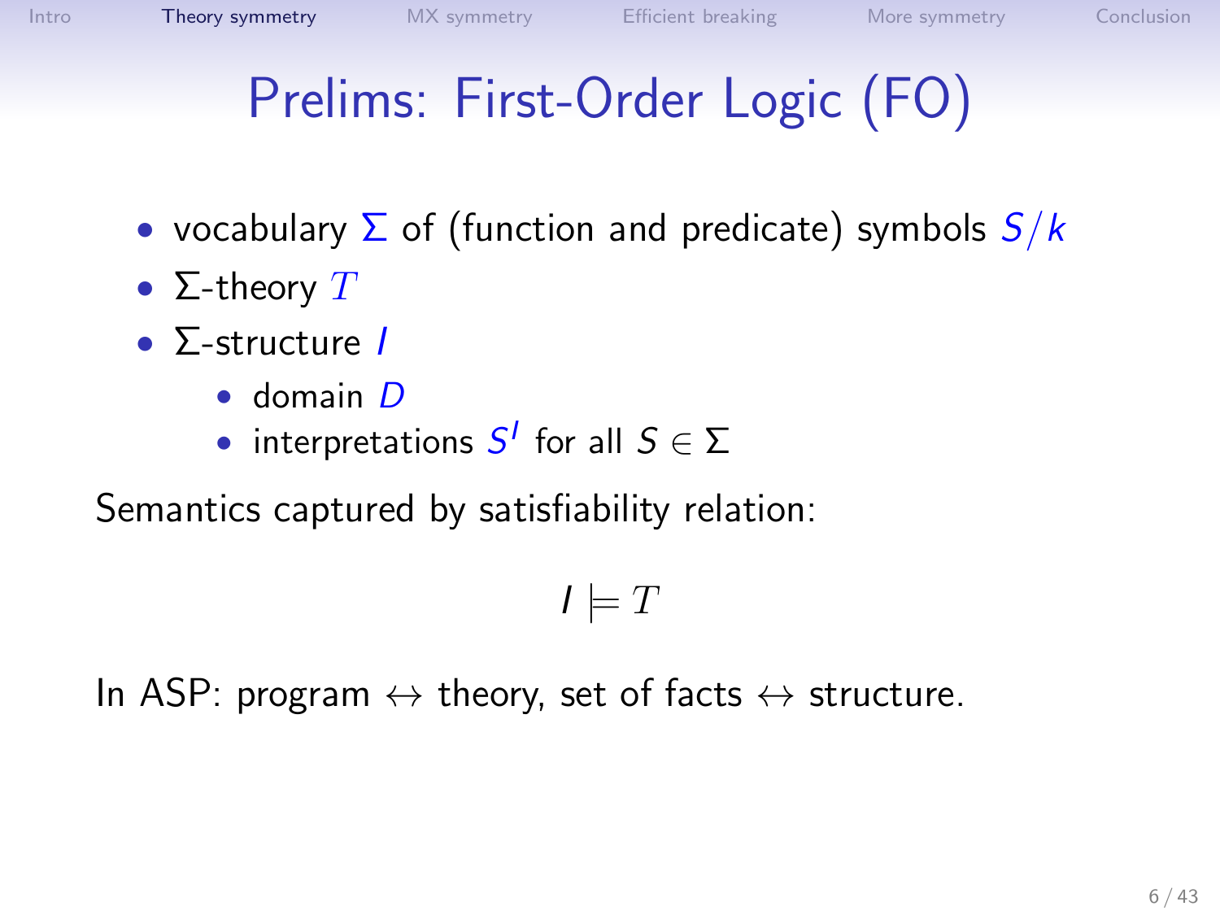# Prelims: First-Order Logic (FO)

- vocabulary $\Sigma$ of (function and predicate) symbols $S/k$
- $\Sigma$-theory $T$
- $\Sigma$-structure $I$
  - domain $D$
  - interpretations $S^I$ for all $S \in \Sigma$

Semantics captured by satisfiability relation:

$$I \models T$$

In ASP: program $\leftrightarrow$ theory, set of facts $\leftrightarrow$ structure.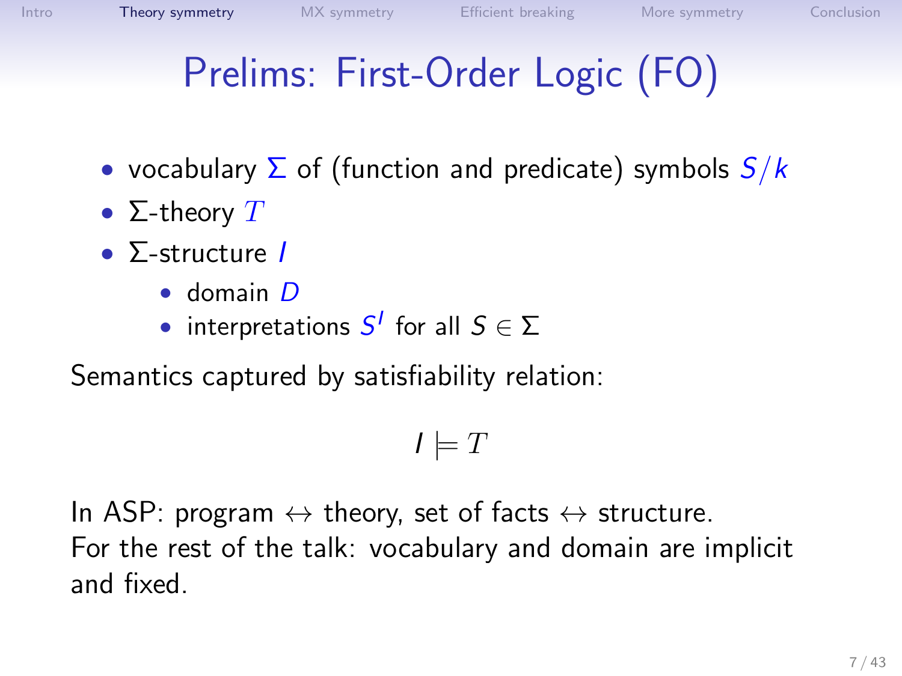# Prelims: First-Order Logic (FO)

- vocabulary $\Sigma$ of (function and predicate) symbols $S/k$
- $\Sigma$-theory $T$
- $\Sigma$-structure $I$
  - domain $D$
  - interpretations $S^I$ for all $S \in \Sigma$

Semantics captured by satisfiability relation:

$$I \models T$$

In ASP: program $\leftrightarrow$ theory, set of facts $\leftrightarrow$ structure.
For the rest of the talk: vocabulary and domain are implicit and fixed.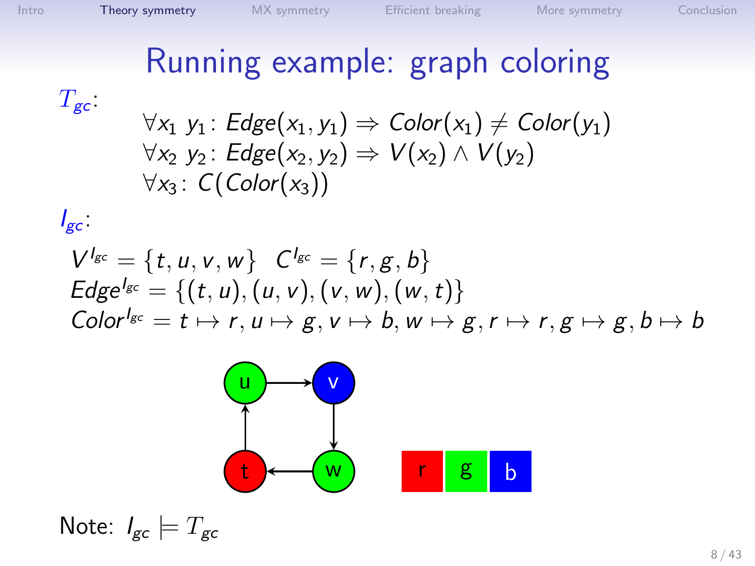# Running example: graph coloring

$T_{gc}$:

$$\forall x_1\ y_1 \colon Edge(x_1, y_1) \Rightarrow Color(x_1) \neq Color(y_1)$$
$$\forall x_2\ y_2 \colon Edge(x_2, y_2) \Rightarrow V(x_2) \wedge V(y_2)$$
$$\forall x_3 \colon C(Color(x_3))$$

$I_{gc}$:

$$V^{I_{gc}} = \{t, u, v, w\} \quad C^{I_{gc}} = \{r, g, b\}$$
$$Edge^{I_{gc}} = \{(t, u), (u, v), (v, w), (w, t)\}$$
$$Color^{I_{gc}} = t \mapsto r, u \mapsto g, v \mapsto b, w \mapsto g, r \mapsto r, g \mapsto g, b \mapsto b$$

Note: $I_{gc} \models T_{gc}$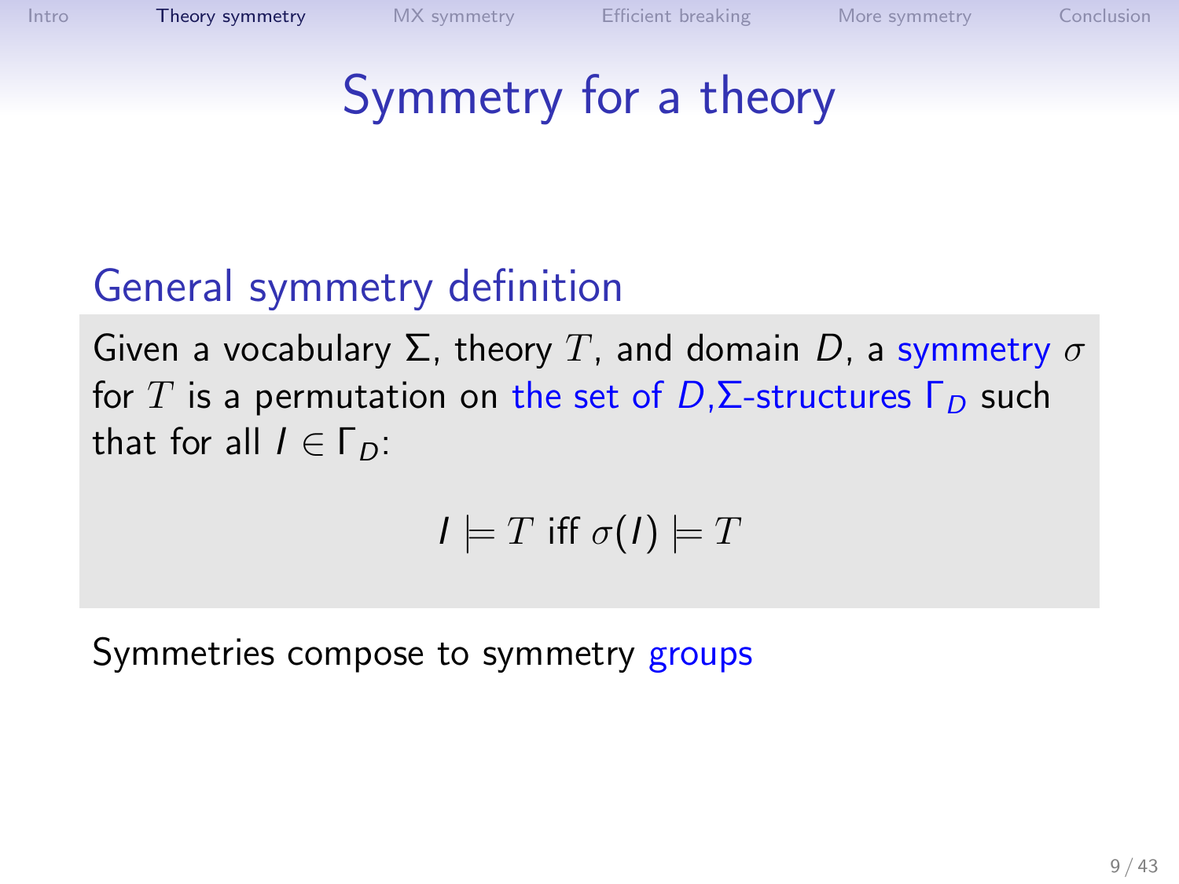# Symmetry for a theory

## General symmetry definition

Given a vocabulary $\Sigma$, theory $T$, and domain $D$, a symmetry $\sigma$ for $T$ is a permutation on the set of $D$,$\Sigma$-structures $\Gamma_D$ such that for all $I \in \Gamma_D$:

$$I \models T \text{ iff } \sigma(I) \models T$$

Symmetries compose to symmetry groups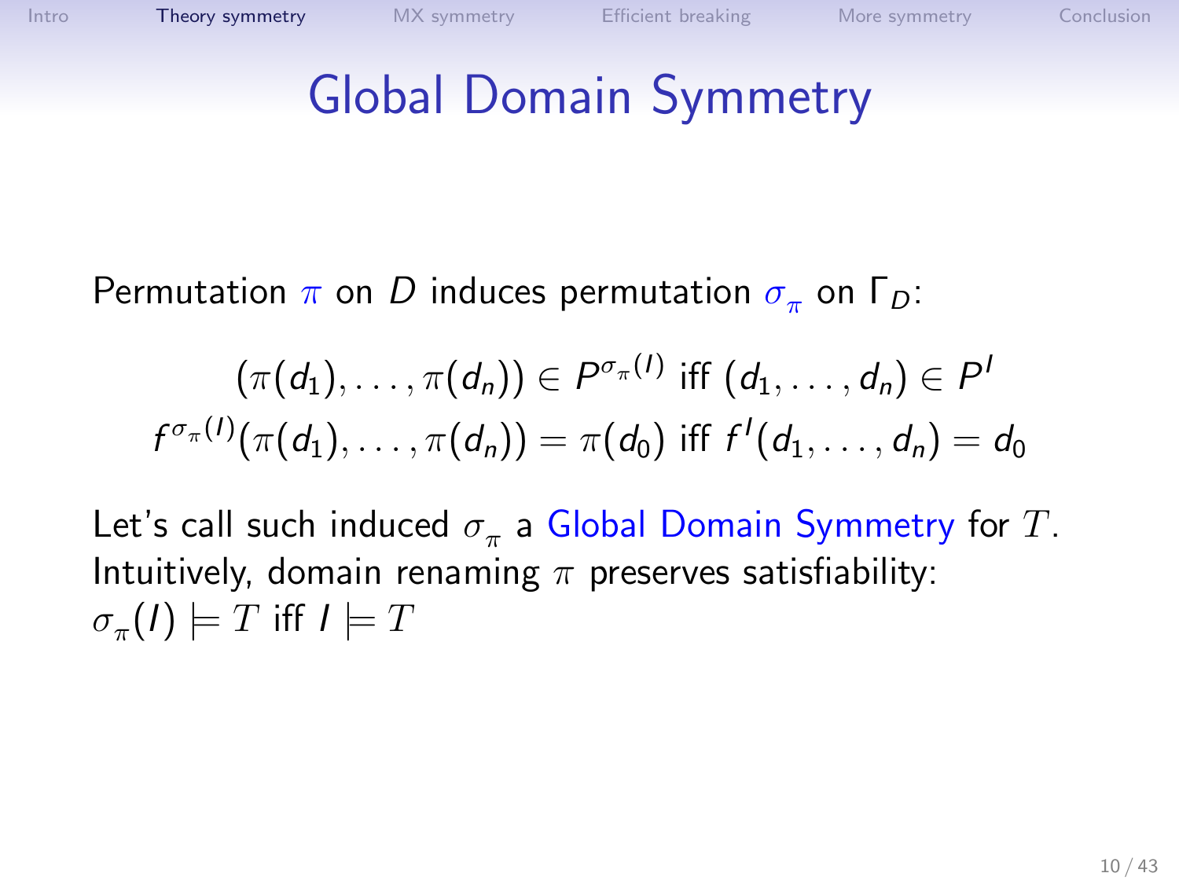# Global Domain Symmetry

Permutation $\pi$ on $D$ induces permutation $\sigma_\pi$ on $\Gamma_D$:

$$(\pi(d_1), \ldots, \pi(d_n)) \in P^{\sigma_\pi(I)} \text{ iff } (d_1, \ldots, d_n) \in P^I$$
$$f^{\sigma_\pi(I)}(\pi(d_1), \ldots, \pi(d_n)) = \pi(d_0) \text{ iff } f^I(d_1, \ldots, d_n) = d_0$$

Let's call such induced $\sigma_\pi$ a Global Domain Symmetry for $\mathcal{T}$.
Intuitively, domain renaming $\pi$ preserves satisfiability:
$\sigma_\pi(I) \models \mathcal{T}$ iff $I \models \mathcal{T}$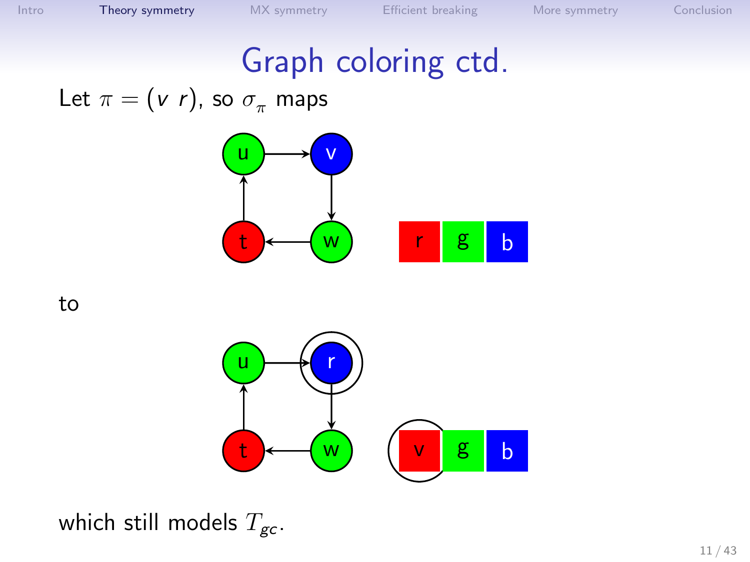# Graph coloring ctd.

Let $\pi = (v\ r)$, so $\sigma_\pi$ maps

to

which still models $T_{gc}$.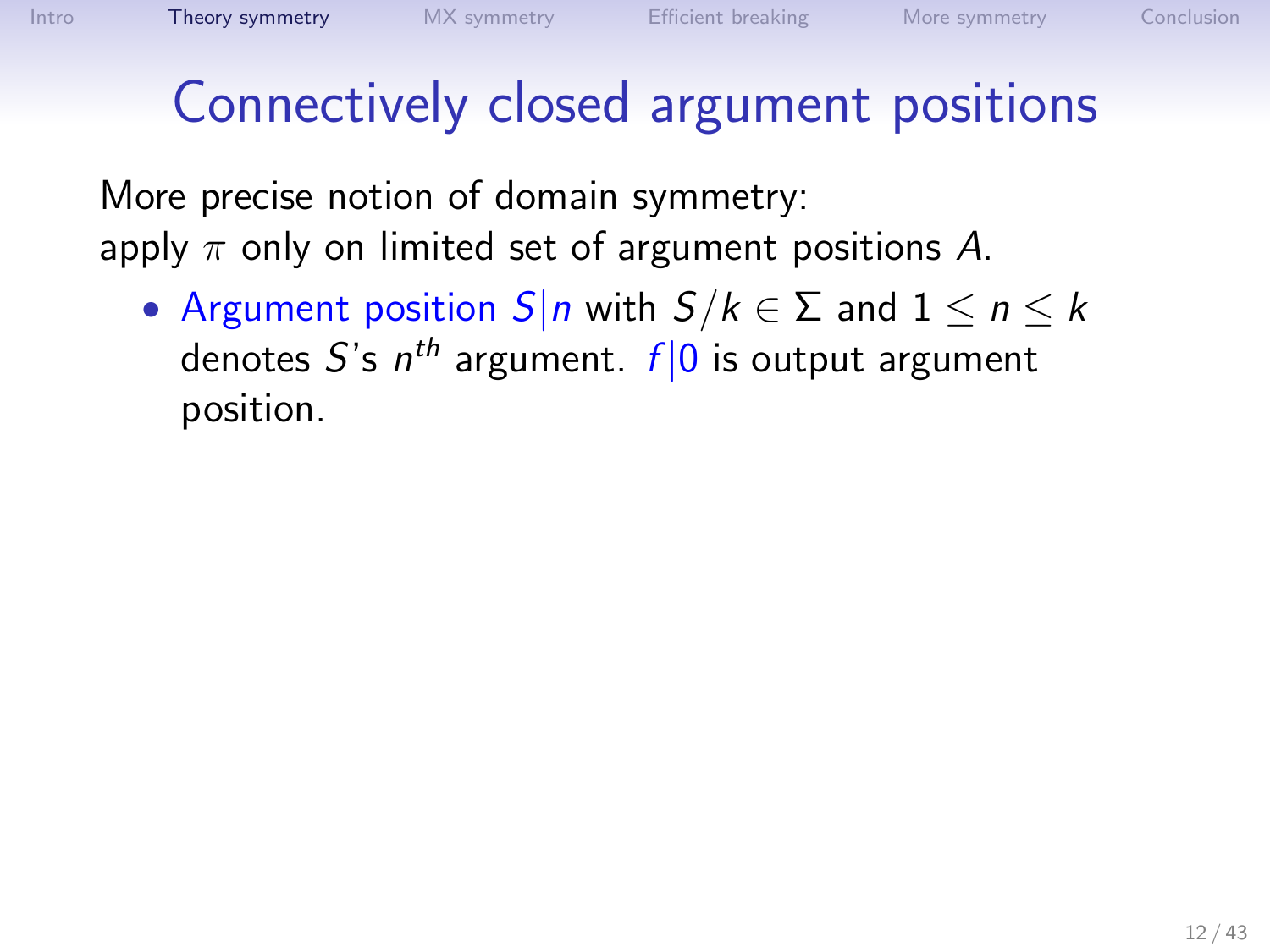# Connectively closed argument positions

More precise notion of domain symmetry:
apply $\pi$ only on limited set of argument positions $A$.

- Argument position $S|n$ with $S/k \in \Sigma$ and $1 \leq n \leq k$ denotes $S$'s $n^{th}$ argument. $f|0$ is output argument position.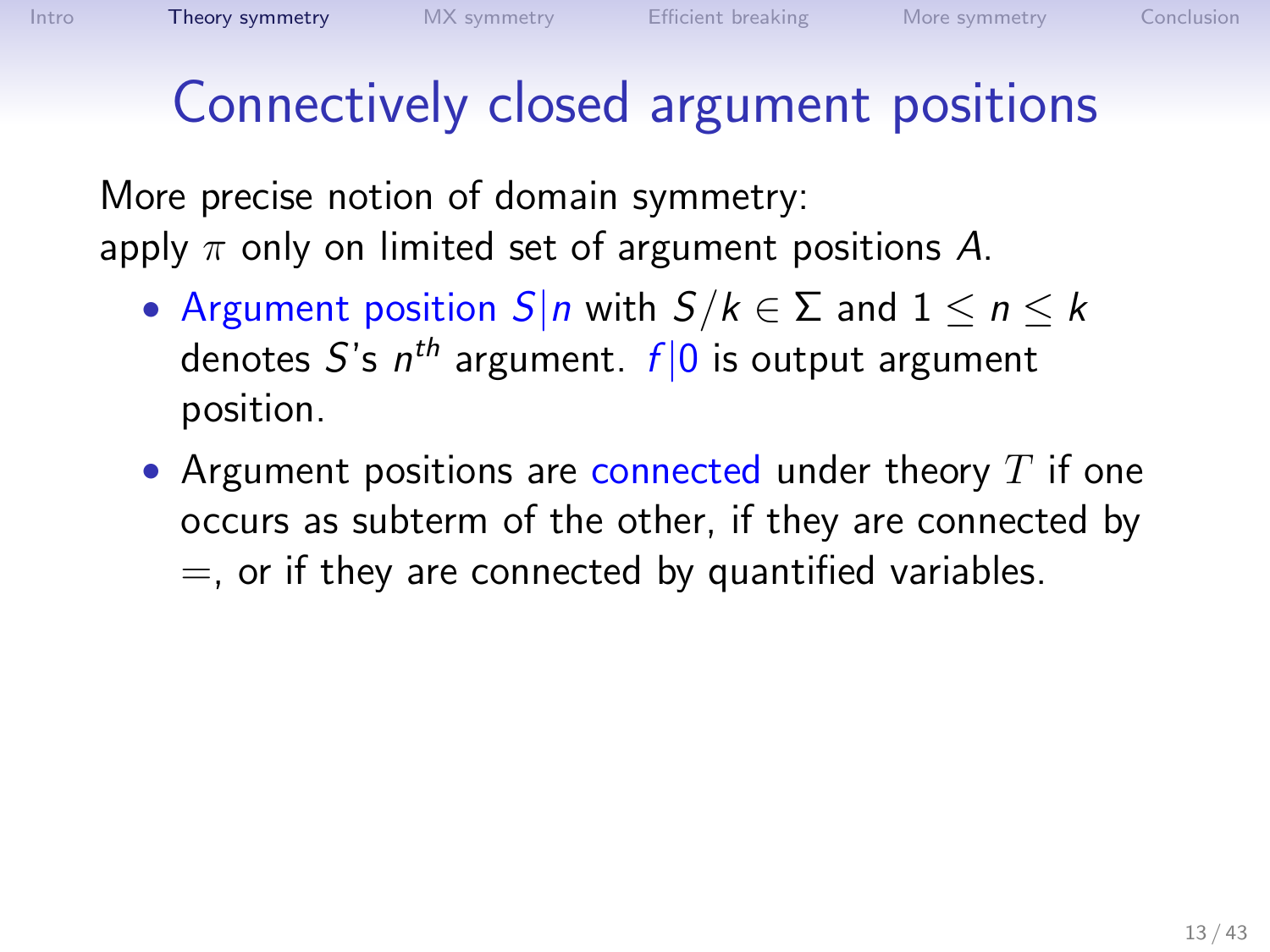# Connectively closed argument positions

More precise notion of domain symmetry:
apply $\pi$ only on limited set of argument positions $A$.

- Argument position $S|n$ with $S/k \in \Sigma$ and $1 \leq n \leq k$ denotes $S$'s $n^{th}$ argument. $f|0$ is output argument position.
- Argument positions are connected under theory $T$ if one occurs as subterm of the other, if they are connected by $=$, or if they are connected by quantified variables.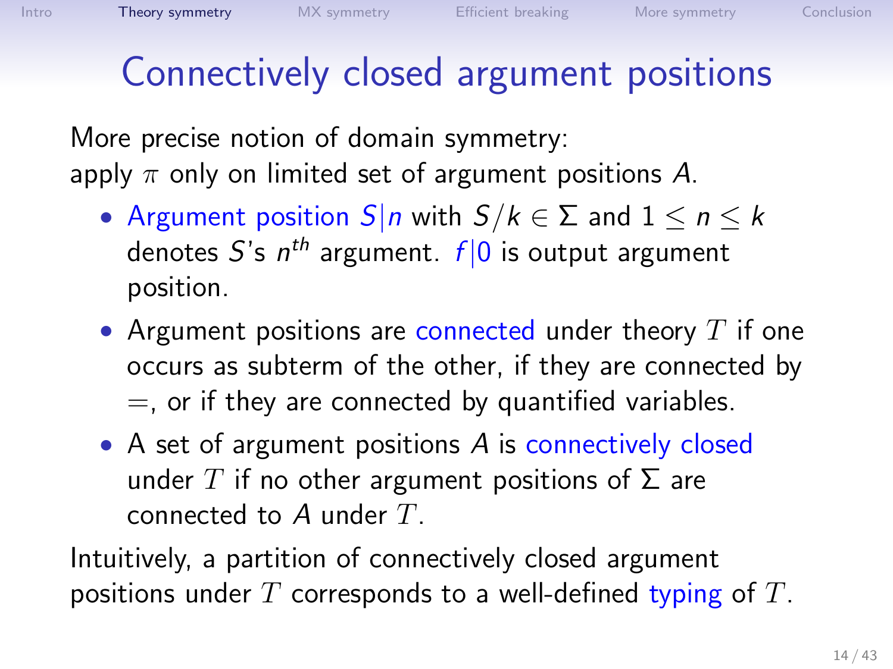# Connectively closed argument positions

More precise notion of domain symmetry:
apply $\pi$ only on limited set of argument positions $A$.

- Argument position $S|n$ with $S/k \in \Sigma$ and $1 \leq n \leq k$ denotes $S$'s $n^{th}$ argument. $f|0$ is output argument position.
- Argument positions are connected under theory $T$ if one occurs as subterm of the other, if they are connected by $=$, or if they are connected by quantified variables.
- A set of argument positions $A$ is connectively closed under $T$ if no other argument positions of $\Sigma$ are connected to $A$ under $T$.

Intuitively, a partition of connectively closed argument positions under $T$ corresponds to a well-defined typing of $T$.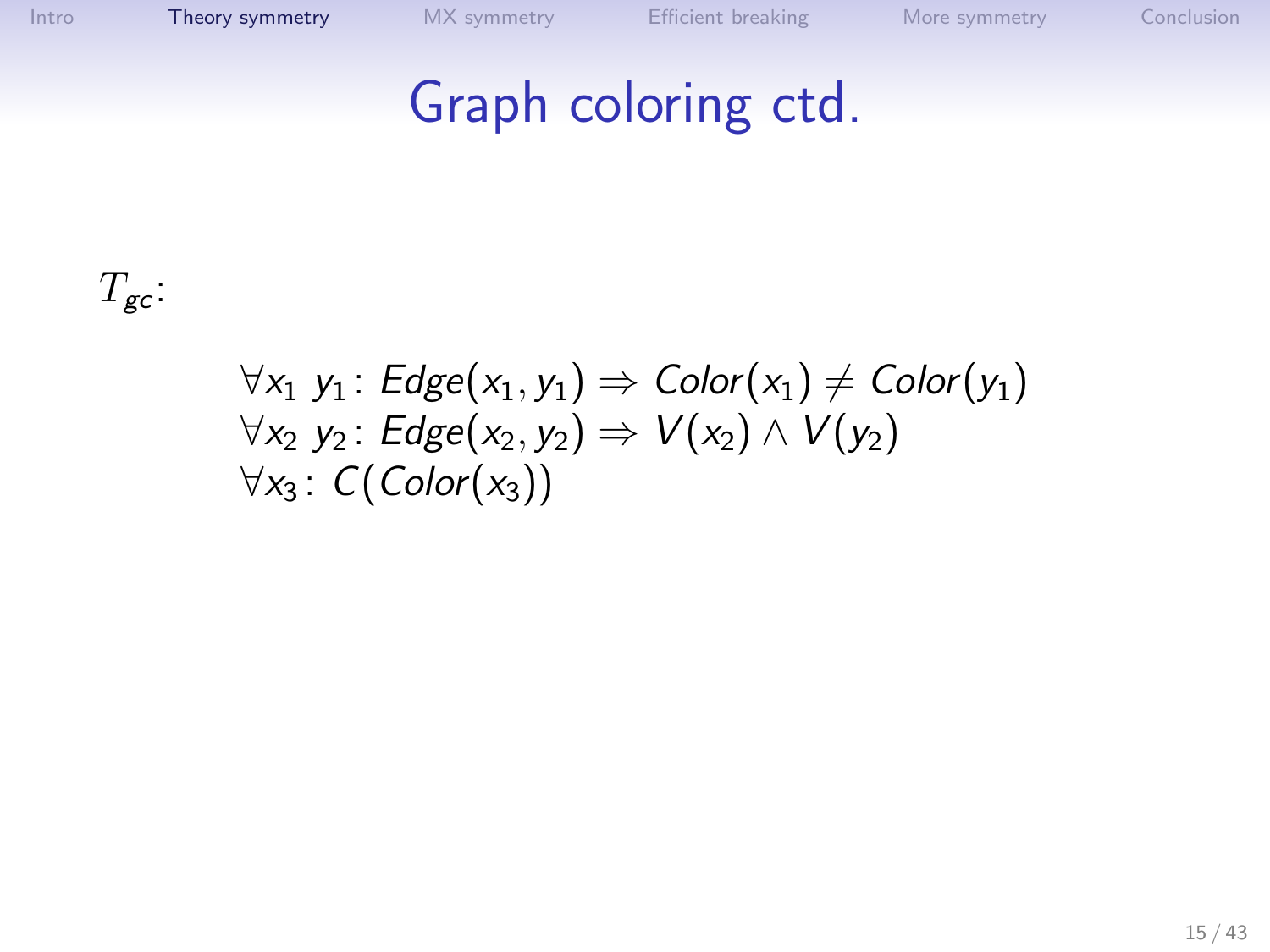# Graph coloring ctd.

$T_{gc}$:

$$
\begin{aligned}
&\forall x_1\ y_1 \colon Edge(x_1, y_1) \Rightarrow Color(x_1) \neq Color(y_1) \\
&\forall x_2\ y_2 \colon Edge(x_2, y_2) \Rightarrow V(x_2) \wedge V(y_2) \\
&\forall x_3 \colon C(Color(x_3))
\end{aligned}
$$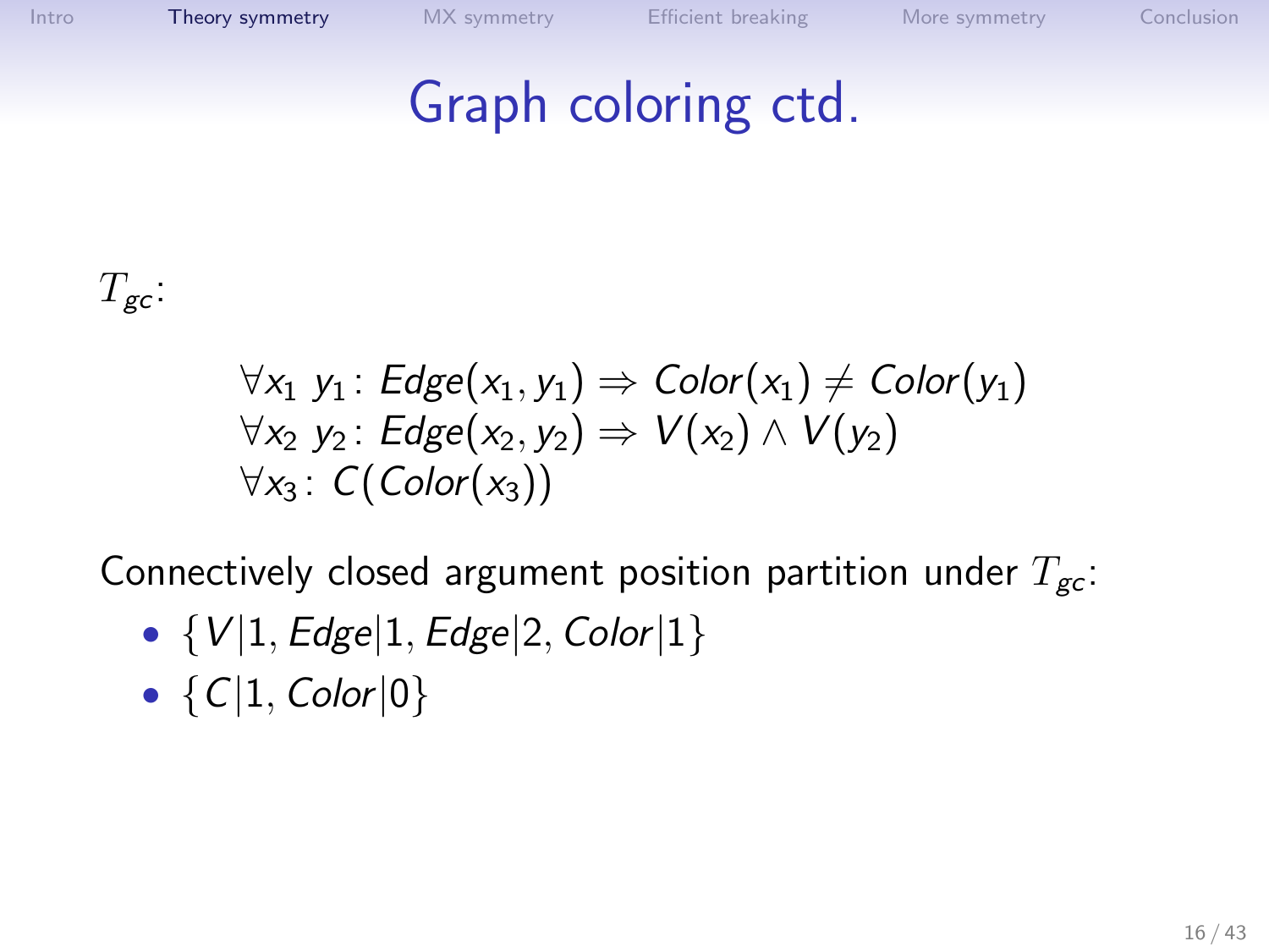# Graph coloring ctd.

$T_{gc}$:

$$
\begin{aligned}
&\forall x_1\ y_1 \colon Edge(x_1, y_1) \Rightarrow Color(x_1) \neq Color(y_1) \\
&\forall x_2\ y_2 \colon Edge(x_2, y_2) \Rightarrow V(x_2) \wedge V(y_2) \\
&\forall x_3 \colon C(Color(x_3))
\end{aligned}
$$

Connectively closed argument position partition under $T_{gc}$:

- $\{V|1, Edge|1, Edge|2, Color|1\}$
- $\{C|1, Color|0\}$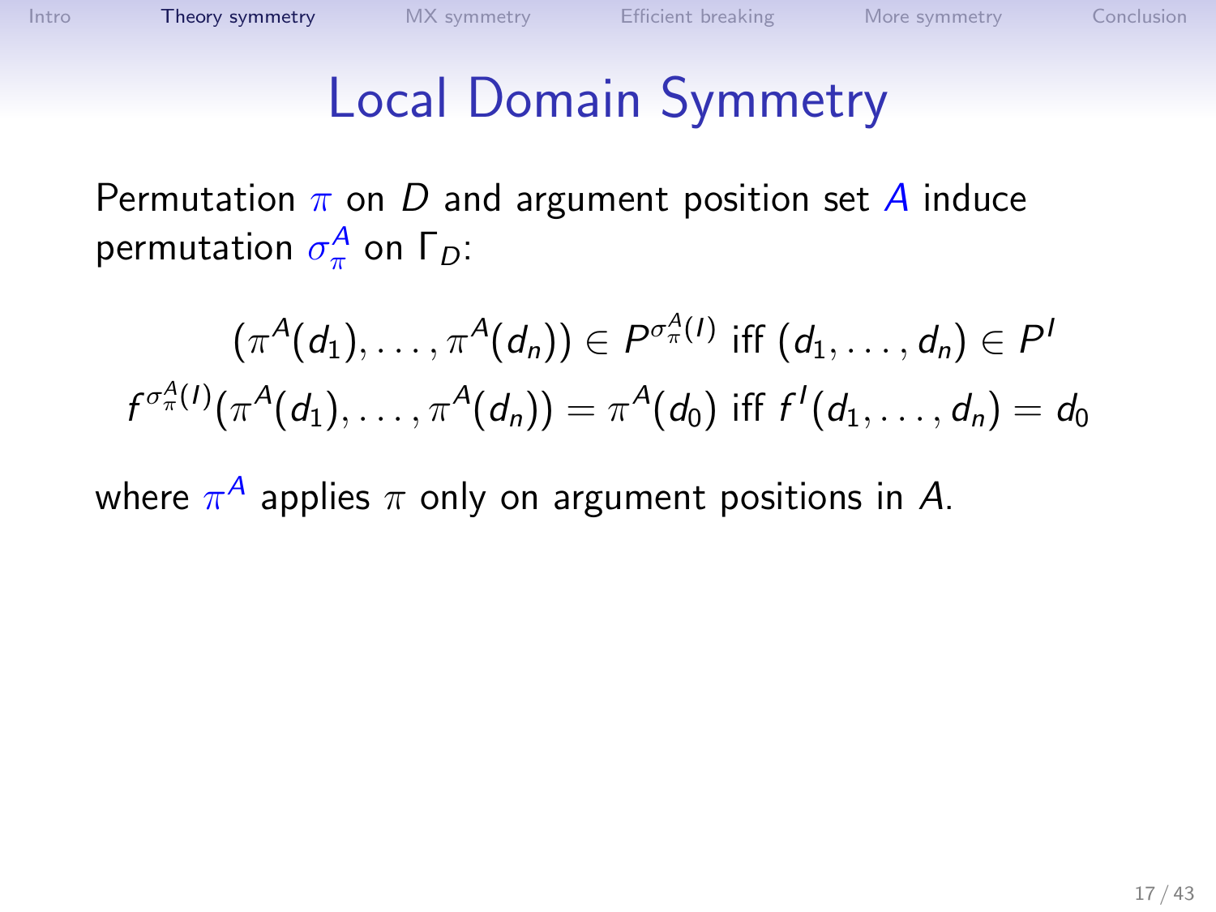# Local Domain Symmetry

Permutation $\pi$ on $D$ and argument position set $A$ induce permutation $\sigma_\pi^A$ on $\Gamma_D$:

$$(\pi^A(d_1), \ldots, \pi^A(d_n)) \in P^{\sigma_\pi^A(I)} \text{ iff } (d_1, \ldots, d_n) \in P^I$$

$$f^{\sigma_\pi^A(I)}(\pi^A(d_1), \ldots, \pi^A(d_n)) = \pi^A(d_0) \text{ iff } f^I(d_1, \ldots, d_n) = d_0$$

where $\pi^A$ applies $\pi$ only on argument positions in $A$.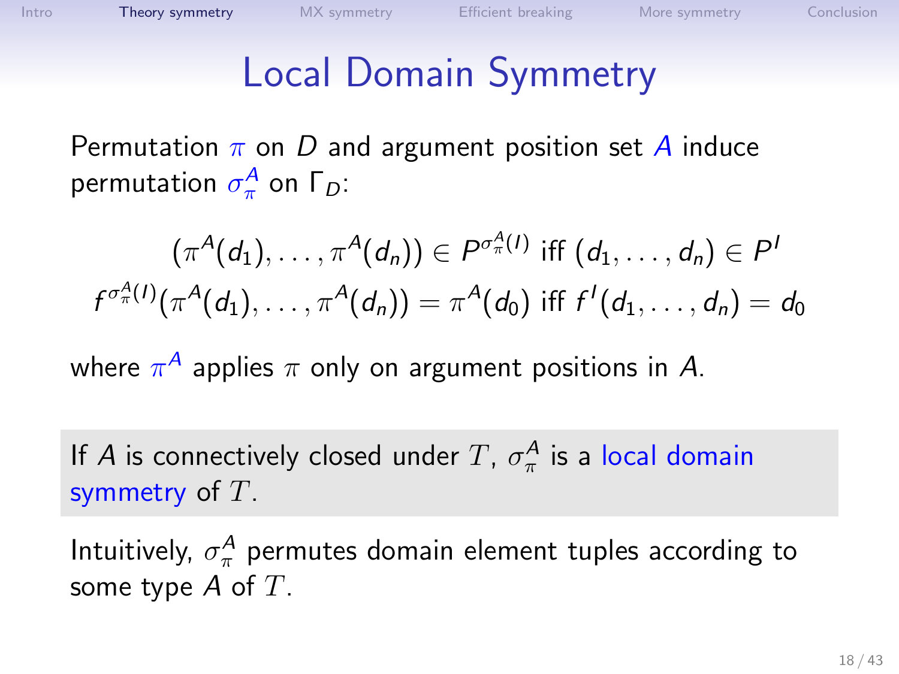# Local Domain Symmetry

Permutation $\pi$ on $D$ and argument position set $A$ induce permutation $\sigma_\pi^A$ on $\Gamma_D$:

$$(\pi^A(d_1), \ldots, \pi^A(d_n)) \in P^{\sigma_\pi^A(I)} \text{ iff } (d_1, \ldots, d_n) \in P^I$$

$$f^{\sigma_\pi^A(I)}(\pi^A(d_1), \ldots, \pi^A(d_n)) = \pi^A(d_0) \text{ iff } f^I(d_1, \ldots, d_n) = d_0$$

where $\pi^A$ applies $\pi$ only on argument positions in $A$.

If $A$ is connectively closed under $T$, $\sigma_\pi^A$ is a local domain symmetry of $T$.

Intuitively, $\sigma_\pi^A$ permutes domain element tuples according to some type $A$ of $T$.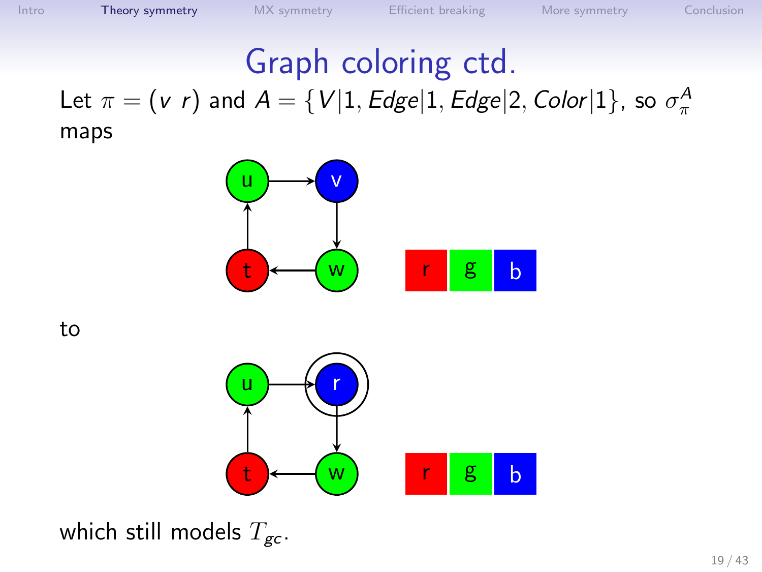# Graph coloring ctd.

Let $\pi = (v\ r)$ and $A = \{V|1, Edge|1, Edge|2, Color|1\}$, so $\sigma_\pi^A$ maps

to

which still models $T_{gc}$.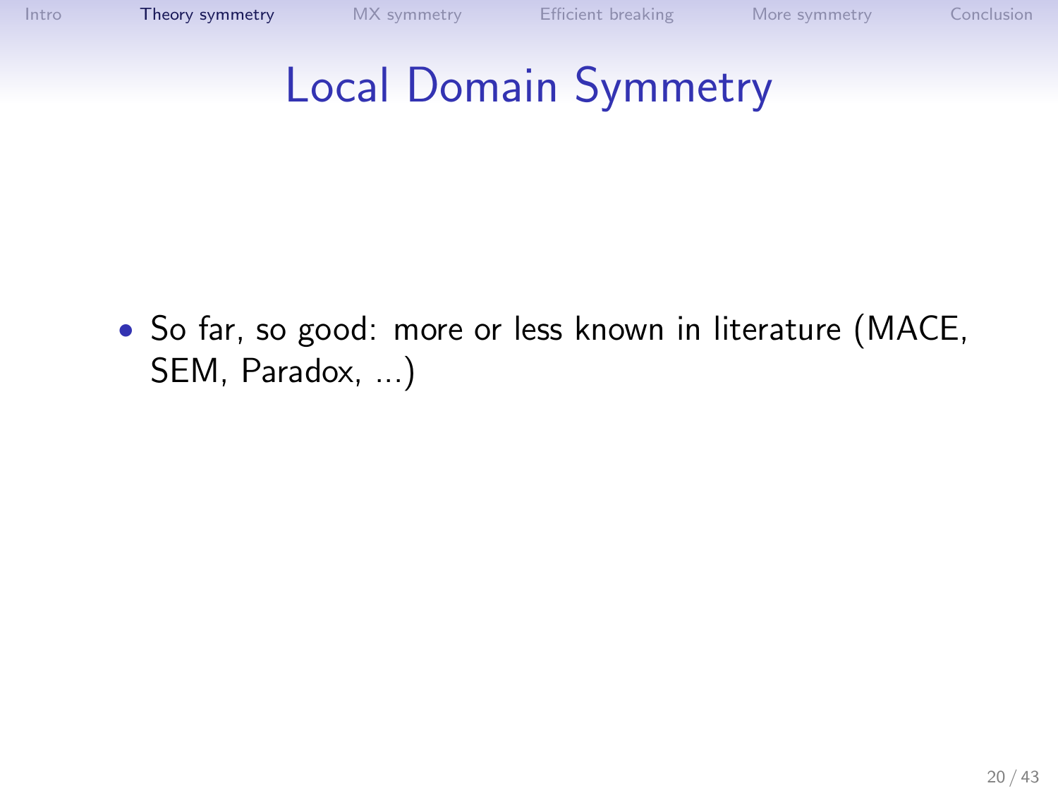# Local Domain Symmetry

- So far, so good: more or less known in literature (MACE, SEM, Paradox, ...)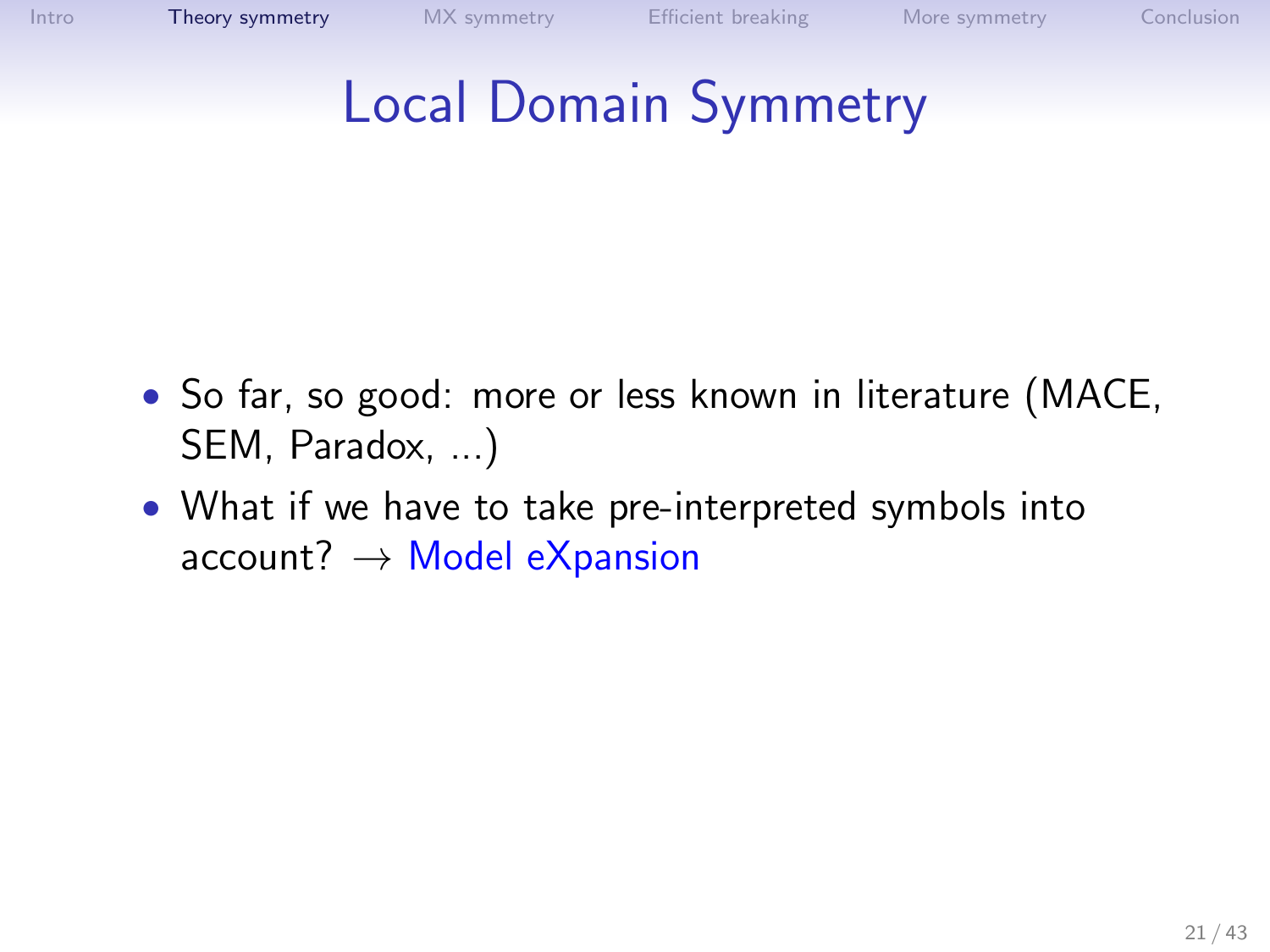# Local Domain Symmetry

- So far, so good: more or less known in literature (MACE, SEM, Paradox, ...)
- What if we have to take pre-interpreted symbols into account? $\rightarrow$ Model eXpansion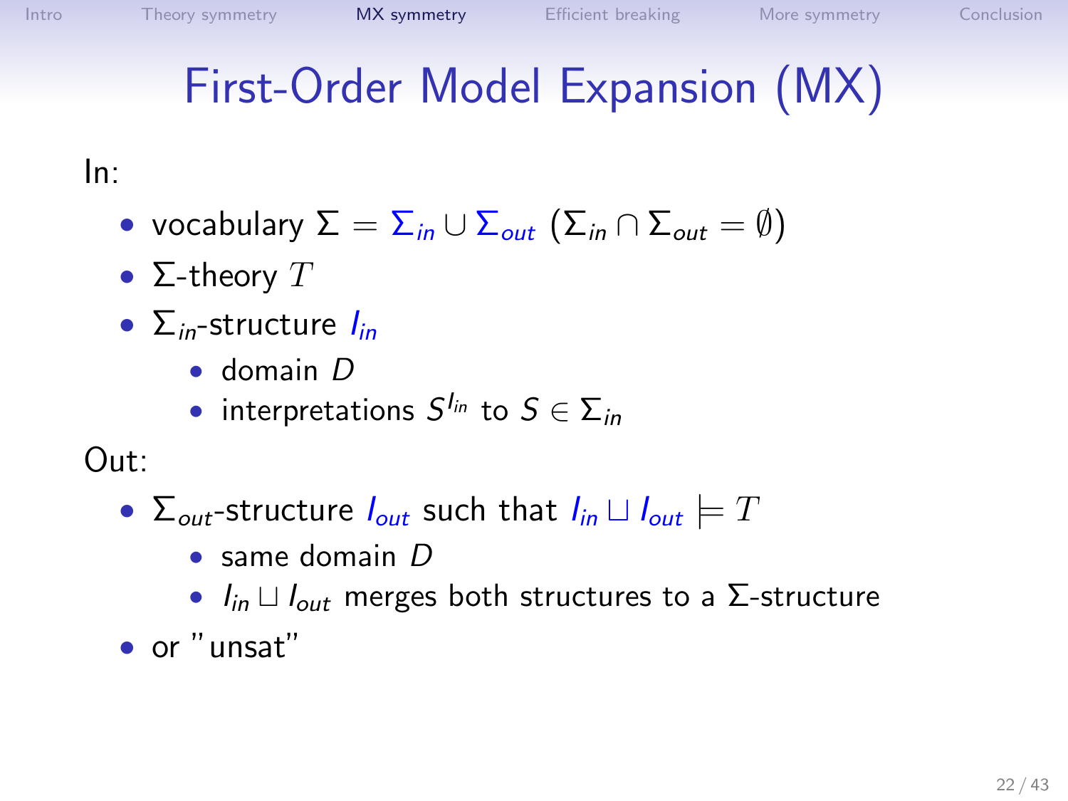# First-Order Model Expansion (MX)

In:

- vocabulary $\Sigma = \Sigma_{in} \cup \Sigma_{out}$ ($\Sigma_{in} \cap \Sigma_{out} = \emptyset$)
- $\Sigma$-theory $T$
- $\Sigma_{in}$-structure $I_{in}$
  - domain $D$
  - interpretations $S^{I_{in}}$ to $S \in \Sigma_{in}$

Out:

- $\Sigma_{out}$-structure $I_{out}$ such that $I_{in} \sqcup I_{out} \models T$
  - same domain $D$
  - $I_{in} \sqcup I_{out}$ merges both structures to a $\Sigma$-structure
- or "unsat"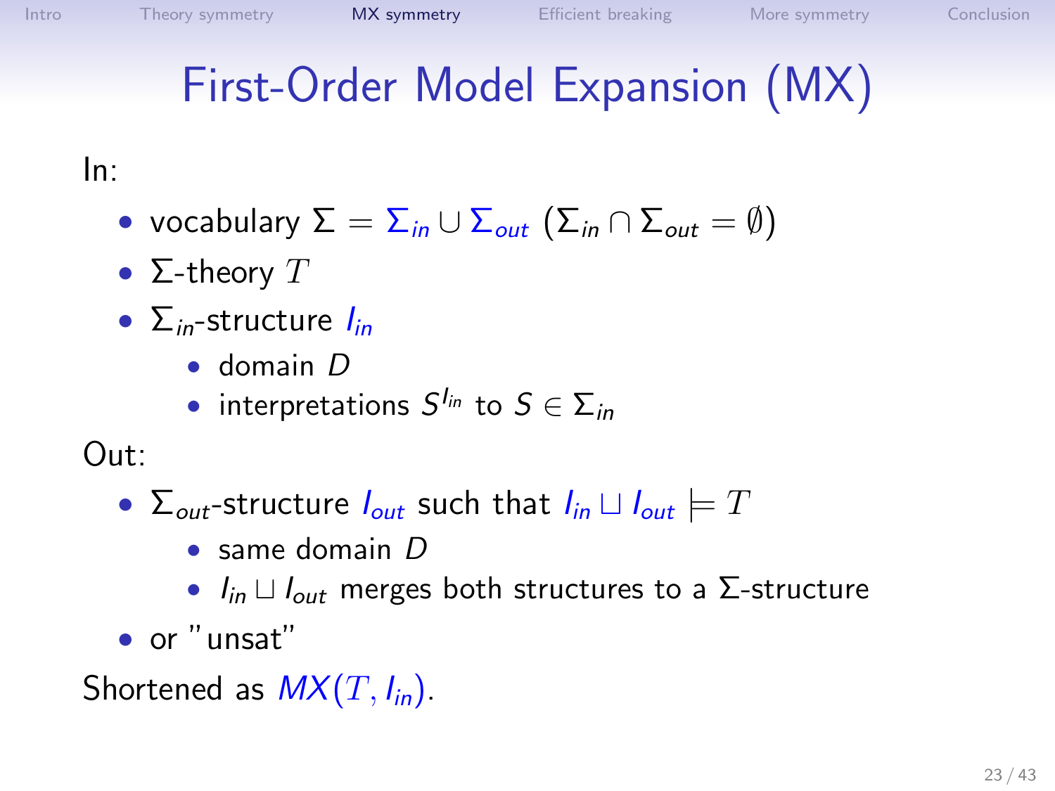# First-Order Model Expansion (MX)

In:

- vocabulary $\Sigma = \Sigma_{in} \cup \Sigma_{out}$ ($\Sigma_{in} \cap \Sigma_{out} = \emptyset$)
- $\Sigma$-theory $T$
- $\Sigma_{in}$-structure $I_{in}$
  - domain $D$
  - interpretations $S^{I_{in}}$ to $S \in \Sigma_{in}$

Out:

- $\Sigma_{out}$-structure $I_{out}$ such that $I_{in} \sqcup I_{out} \models T$
  - same domain $D$
  - $I_{in} \sqcup I_{out}$ merges both structures to a $\Sigma$-structure
- or "unsat"

Shortened as $MX(T, I_{in})$.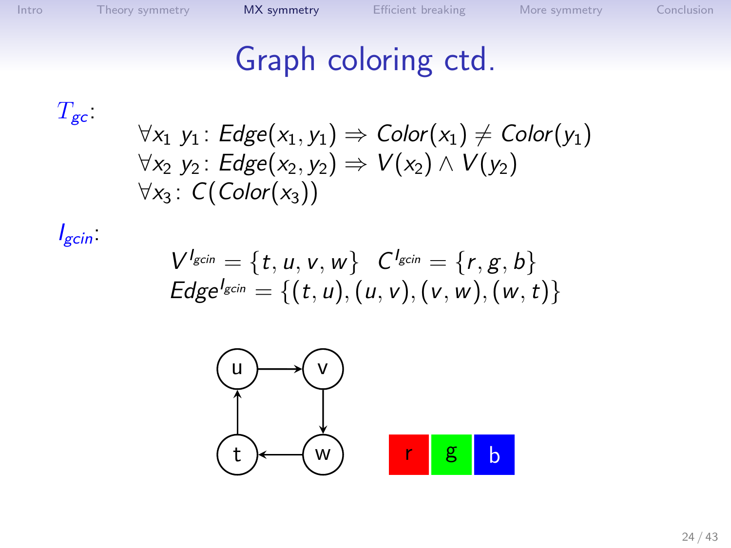# Graph coloring ctd.

$T_{gc}$:

$$\forall x_1\ y_1 : Edge(x_1, y_1) \Rightarrow Color(x_1) \neq Color(y_1)$$
$$\forall x_2\ y_2 : Edge(x_2, y_2) \Rightarrow V(x_2) \wedge V(y_2)$$
$$\forall x_3 : C(Color(x_3))$$

$I_{gcin}$:

$$V^{I_{gcin}} = \{t, u, v, w\} \quad C^{I_{gcin}} = \{r, g, b\}$$
$$Edge^{I_{gcin}} = \{(t, u), (u, v), (v, w), (w, t)\}$$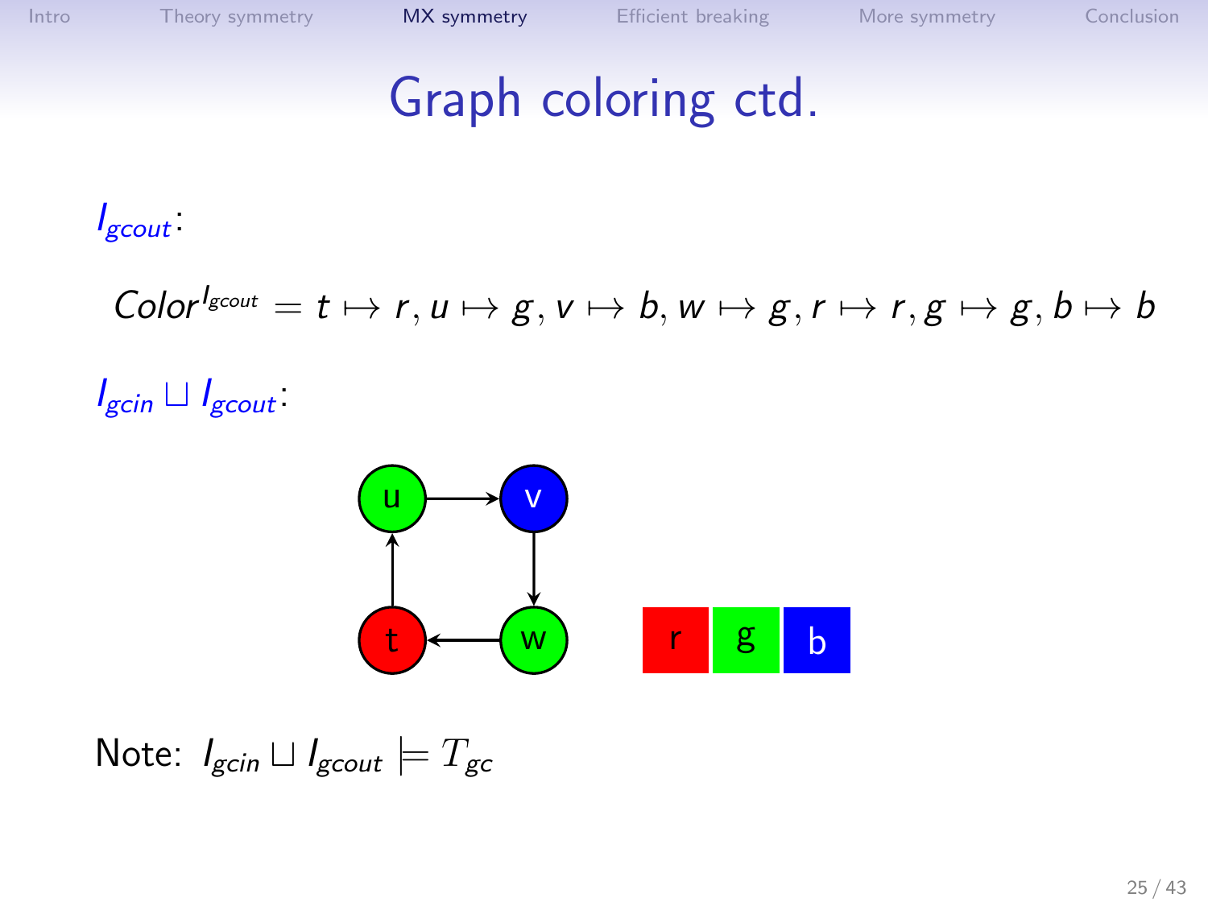# Graph coloring ctd.

$I_{gcout}$:

$$Color^{I_{gcout}} = t \mapsto r, u \mapsto g, v \mapsto b, w \mapsto g, r \mapsto r, g \mapsto g, b \mapsto b$$

$I_{gcin} \sqcup I_{gcout}$:

Note: $I_{gcin} \sqcup I_{gcout} \models T_{gc}$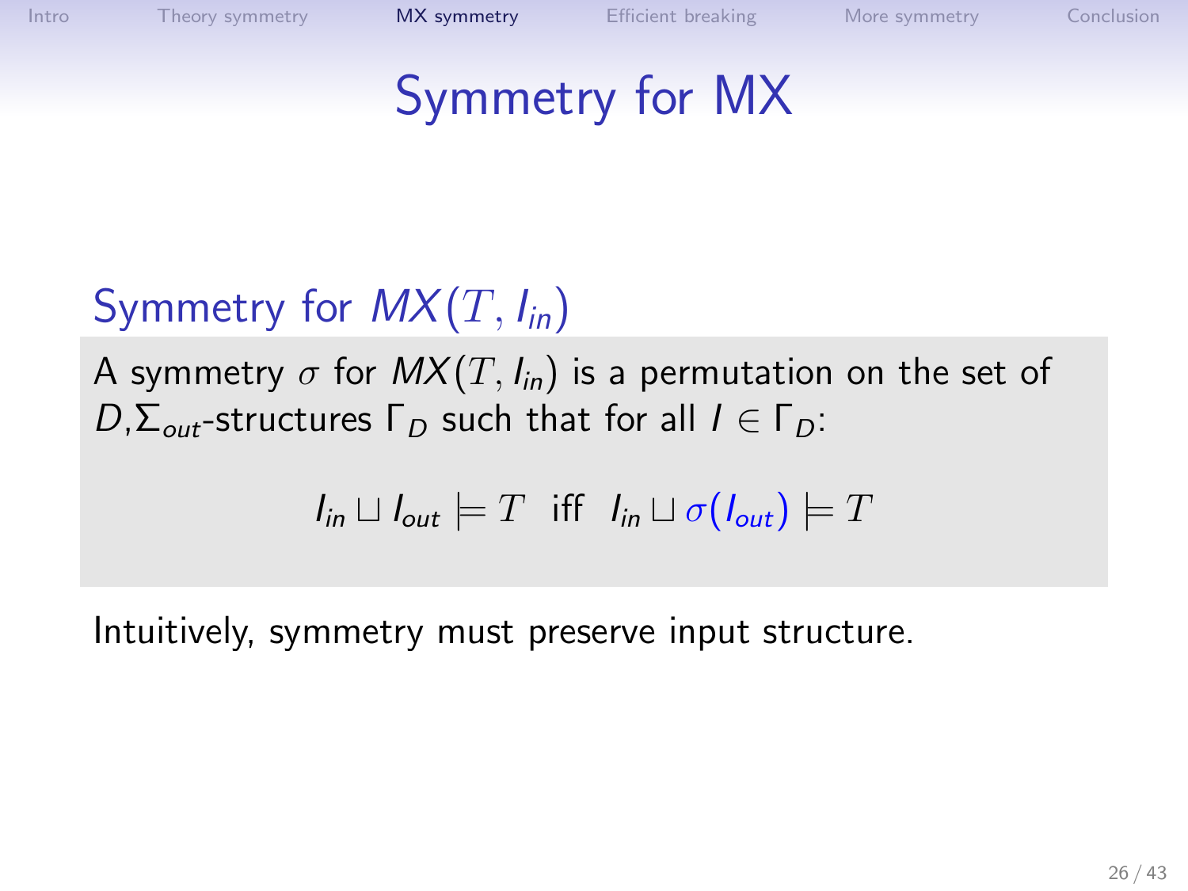# Symmetry for MX

## Symmetry for $MX(T, I_{in})$

A symmetry $\sigma$ for $MX(T, I_{in})$ is a permutation on the set of $D,\Sigma_{out}$-structures $\Gamma_D$ such that for all $I \in \Gamma_D$:

$$I_{in} \sqcup I_{out} \models T \text{ iff } I_{in} \sqcup \sigma(I_{out}) \models T$$

Intuitively, symmetry must preserve input structure.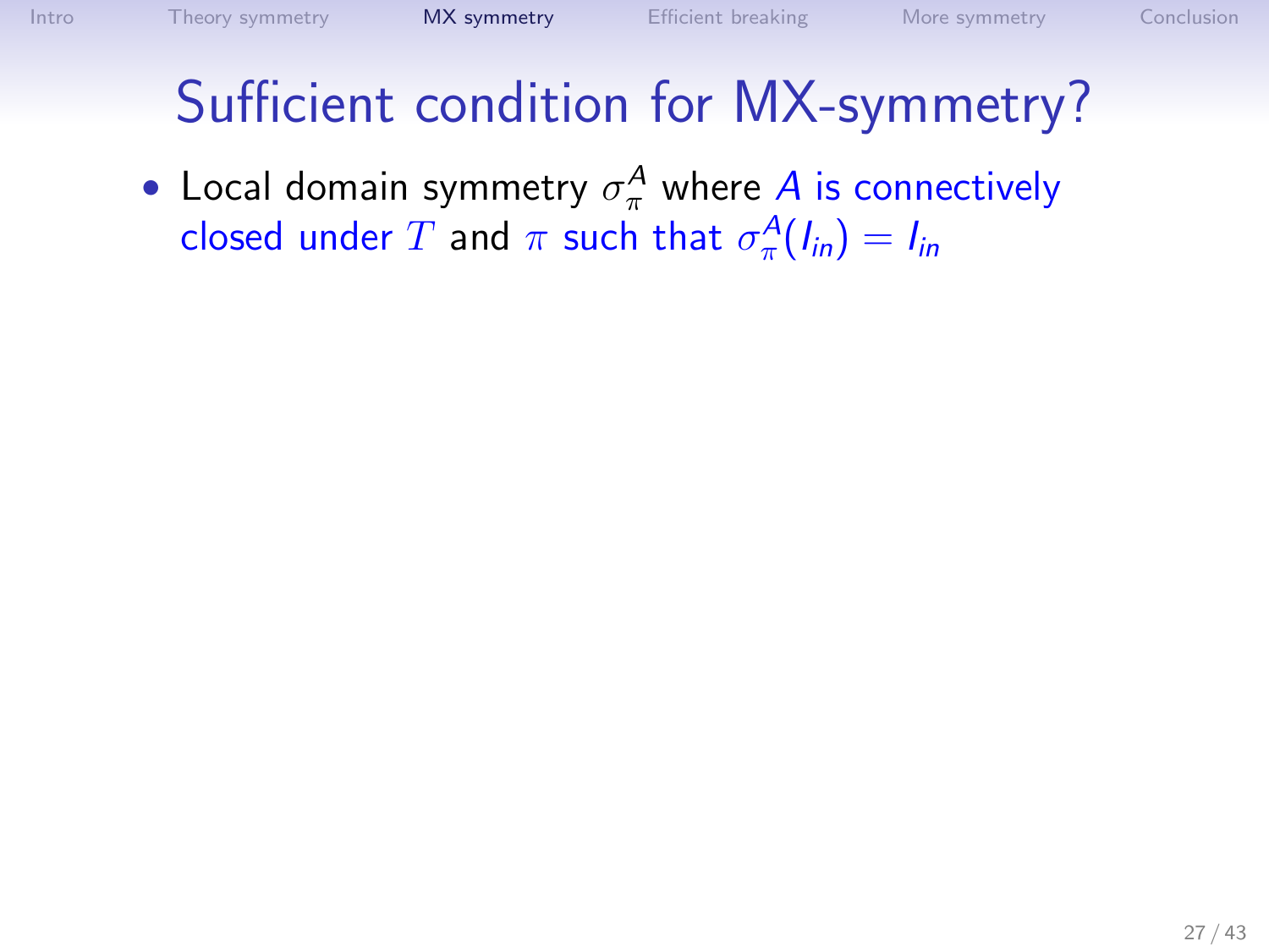# Sufficient condition for MX-symmetry?

- Local domain symmetry $\sigma_\pi^A$ where $A$ is connectively closed under $T$ and $\pi$ such that $\sigma_\pi^A(I_{in}) = I_{in}$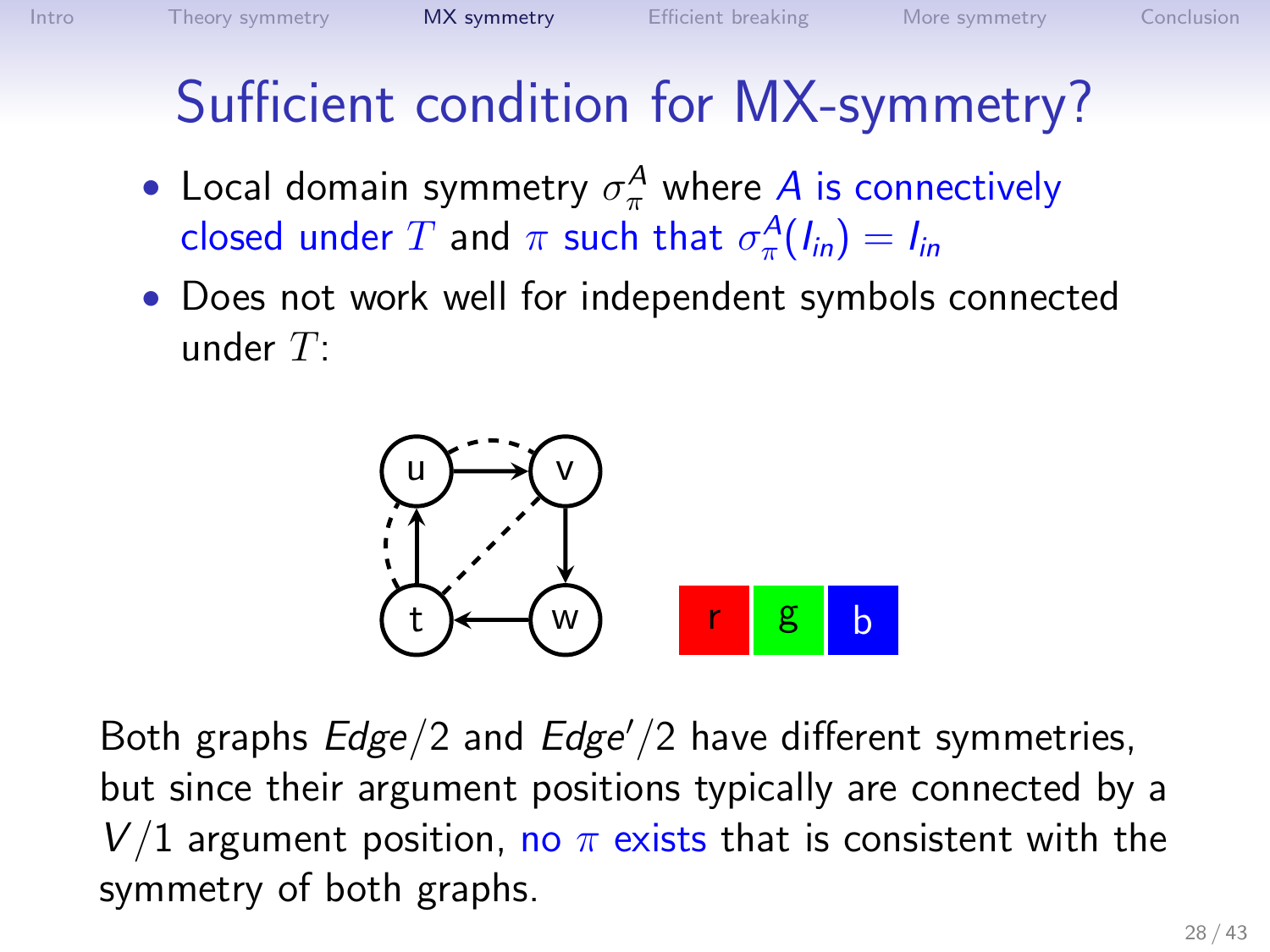# Sufficient condition for MX-symmetry?

- Local domain symmetry $\sigma_\pi^A$ where $A$ is connectively closed under $T$ and $\pi$ such that $\sigma_\pi^A(I_{in}) = I_{in}$
- Does not work well for independent symbols connected under $T$:

Both graphs $Edge/2$ and $Edge'/2$ have different symmetries, but since their argument positions typically are connected by a $V/1$ argument position, no $\pi$ exists that is consistent with the symmetry of both graphs.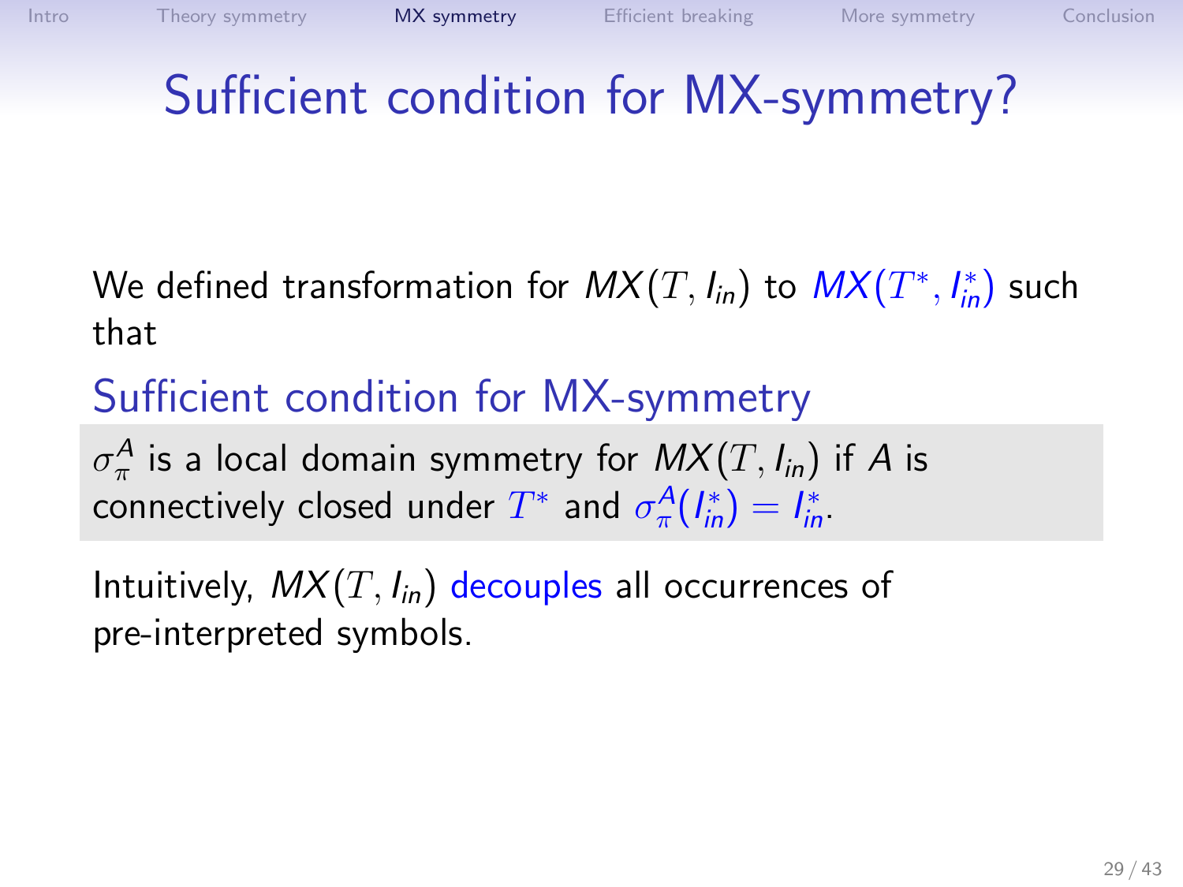# Sufficient condition for MX-symmetry?

We defined transformation for $MX(T, I_{in})$ to $MX(T^*, I^*_{in})$ such that

## Sufficient condition for MX-symmetry

$\sigma^A_\pi$ is a local domain symmetry for $MX(T, I_{in})$ if $A$ is connectively closed under $T^*$ and $\sigma^A_\pi(I^*_{in}) = I^*_{in}$.

Intuitively, $MX(T, I_{in})$ decouples all occurrences of pre-interpreted symbols.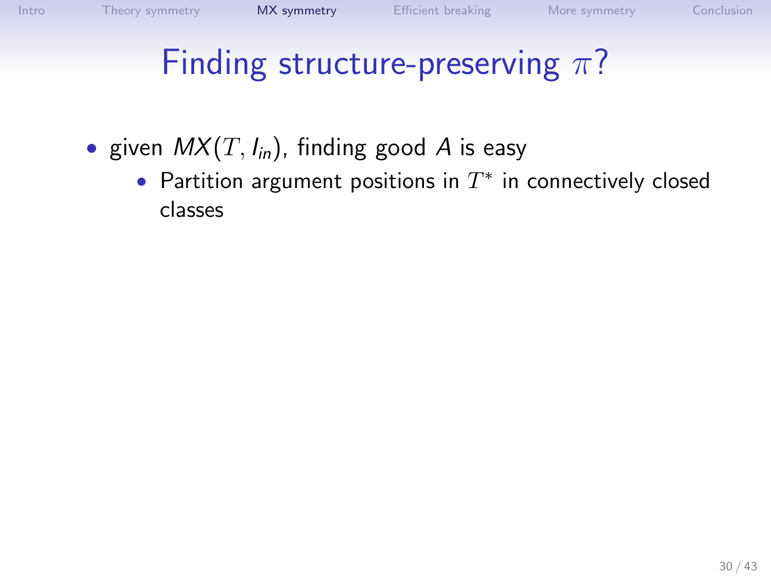# Finding structure-preserving $\pi$?

- given $MX(T, I_{in})$, finding good $A$ is easy
  - Partition argument positions in $T^*$ in connectively closed classes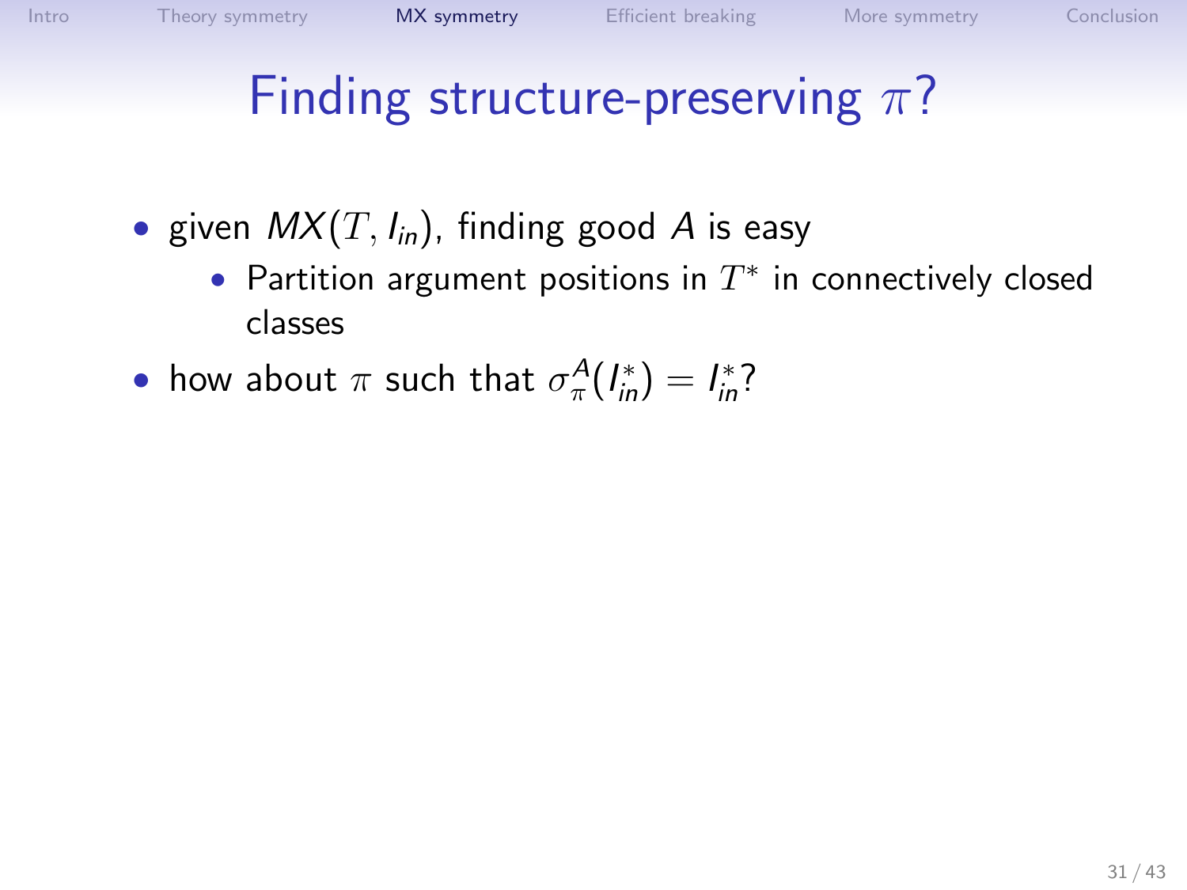# Finding structure-preserving $\pi$?

- given $MX(T, I_{in})$, finding good $A$ is easy
  - Partition argument positions in $T^*$ in connectively closed classes
- how about $\pi$ such that $\sigma_\pi^A(I_{in}^*) = I_{in}^*$?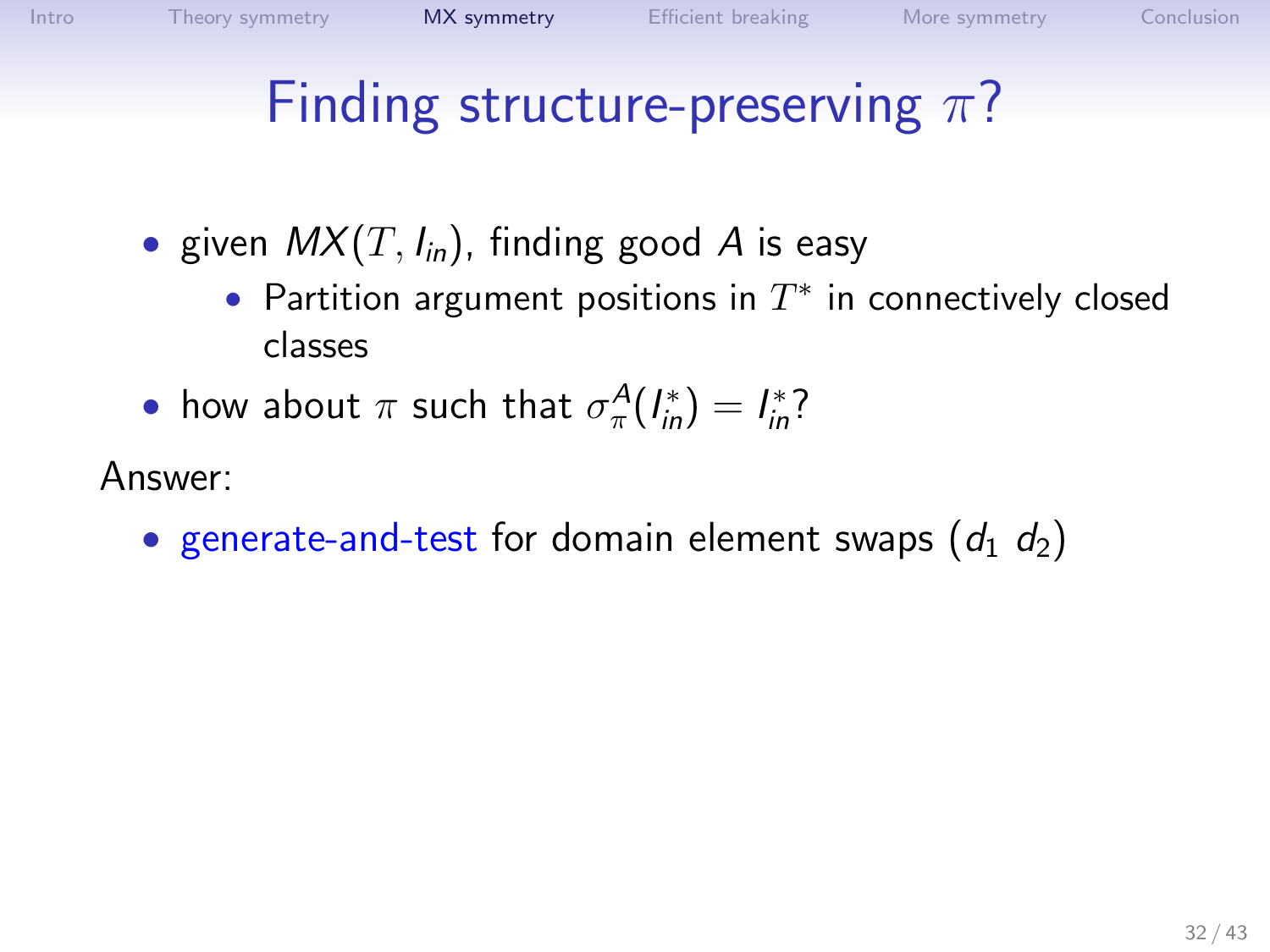# Finding structure-preserving $\pi$?

- given $MX(T, I_{in})$, finding good $A$ is easy
  - Partition argument positions in $T^*$ in connectively closed classes
- how about $\pi$ such that $\sigma^A_\pi(I^*_{in}) = I^*_{in}$?

Answer:

- generate-and-test for domain element swaps $(d_1\ d_2)$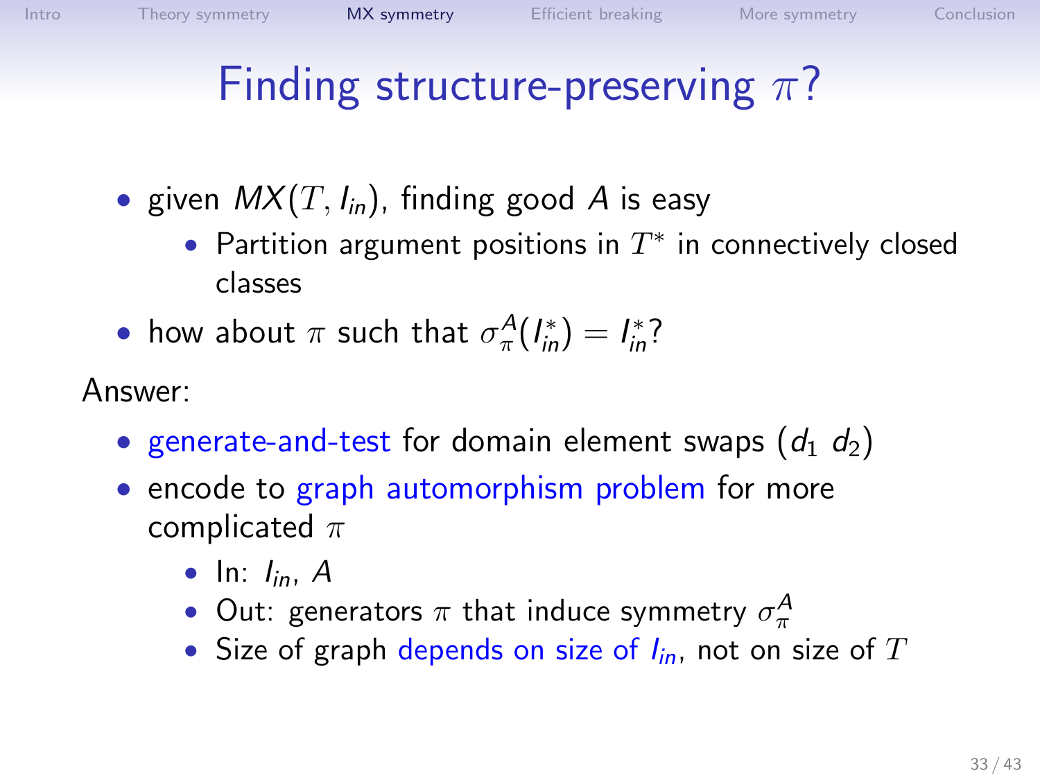# Finding structure-preserving $\pi$?

- given $MX(T, I_{in})$, finding good $A$ is easy
  - Partition argument positions in $T^*$ in connectively closed classes
- how about $\pi$ such that $\sigma_\pi^A(I_{in}^*) = I_{in}^*$?

Answer:

- generate-and-test for domain element swaps $(d_1\ d_2)$
- encode to graph automorphism problem for more complicated $\pi$
  - In: $I_{in}$, $A$
  - Out: generators $\pi$ that induce symmetry $\sigma_\pi^A$
  - Size of graph depends on size of $I_{in}$, not on size of $T$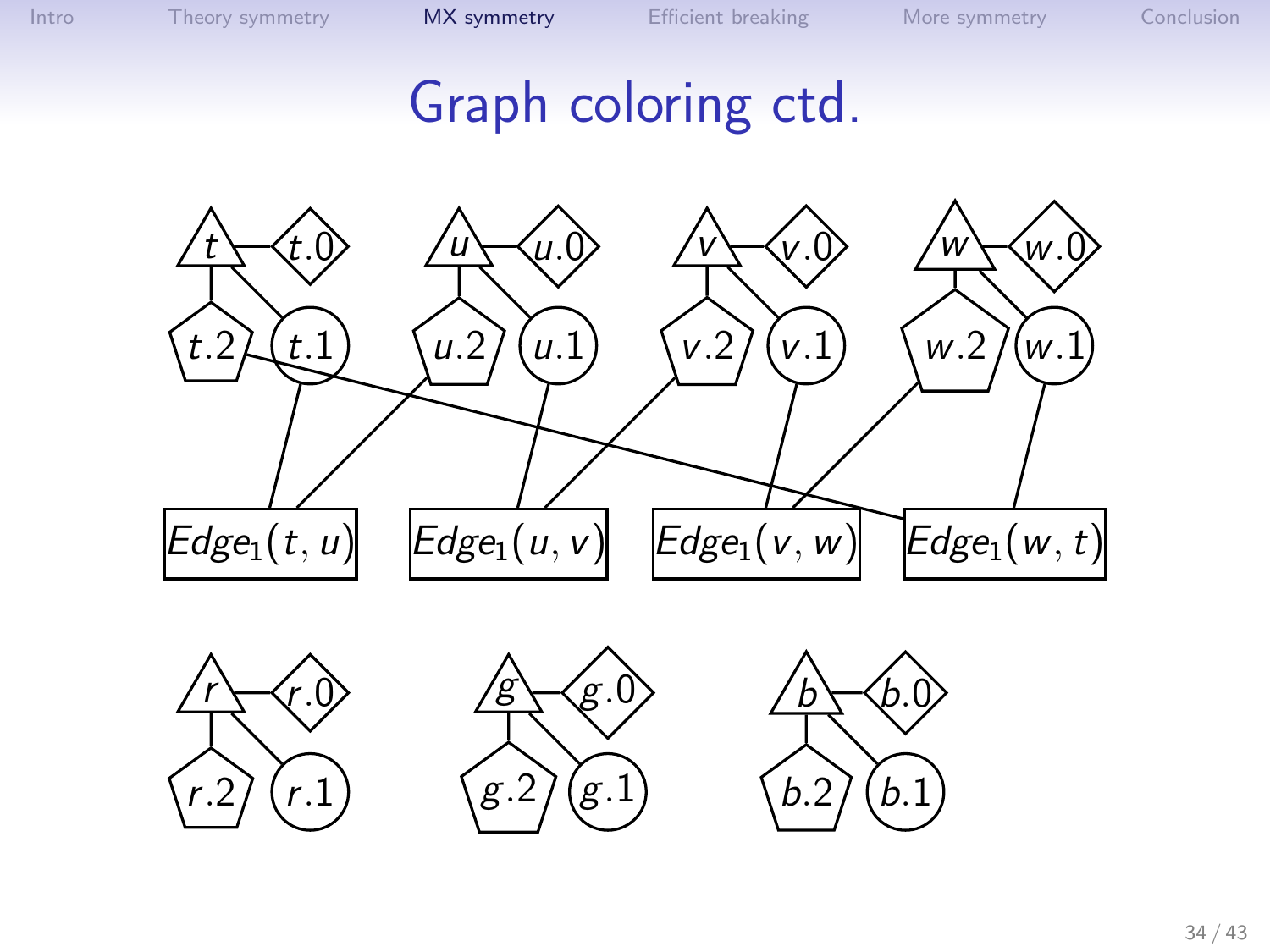# Graph coloring ctd.

$t$ — $t.0$, $t.1$, $t.2$

$u$ — $u.0$, $u.1$, $u.2$

$v$ — $v.0$, $v.1$, $v.2$

$w$ — $w.0$, $w.1$, $w.2$

$Edge_1(t, u)$ $Edge_1(u, v)$ $Edge_1(v, w)$ $Edge_1(w, t)$

$r$ — $r.0$, $r.1$, $r.2$

$g$ — $g.0$, $g.1$, $g.2$

$b$ — $b.0$, $b.1$, $b.2$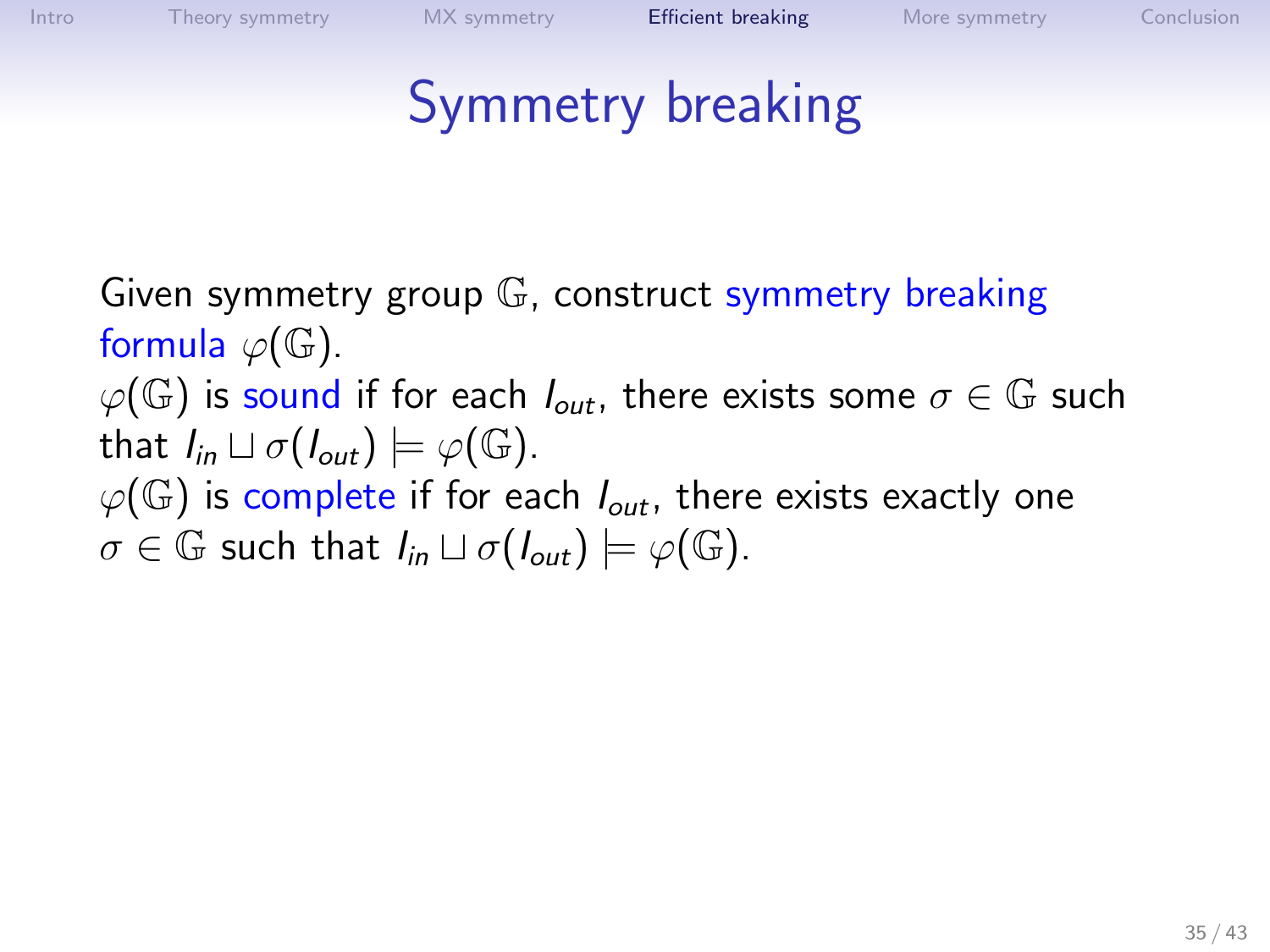# Symmetry breaking

Given symmetry group $\mathbb{G}$, construct symmetry breaking formula $\varphi(\mathbb{G})$.

$\varphi(\mathbb{G})$ is sound if for each $I_{out}$, there exists some $\sigma \in \mathbb{G}$ such that $I_{in} \sqcup \sigma(I_{out}) \models \varphi(\mathbb{G})$.

$\varphi(\mathbb{G})$ is complete if for each $I_{out}$, there exists exactly one $\sigma \in \mathbb{G}$ such that $I_{in} \sqcup \sigma(I_{out}) \models \varphi(\mathbb{G})$.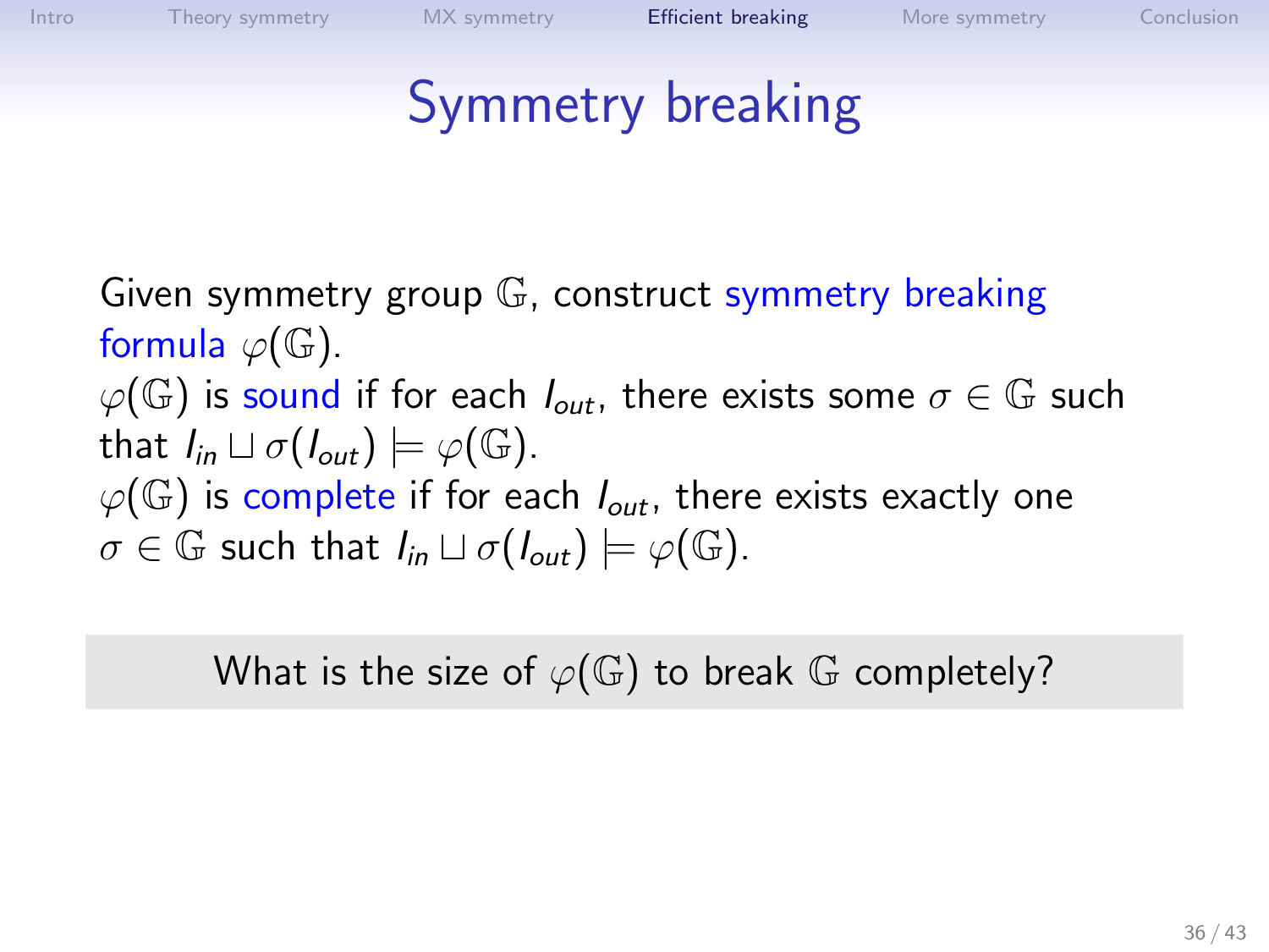# Symmetry breaking

Given symmetry group $\mathbb{G}$, construct symmetry breaking formula $\varphi(\mathbb{G})$.

$\varphi(\mathbb{G})$ is sound if for each $I_{out}$, there exists some $\sigma \in \mathbb{G}$ such that $I_{in} \sqcup \sigma(I_{out}) \models \varphi(\mathbb{G})$.

$\varphi(\mathbb{G})$ is complete if for each $I_{out}$, there exists exactly one $\sigma \in \mathbb{G}$ such that $I_{in} \sqcup \sigma(I_{out}) \models \varphi(\mathbb{G})$.

What is the size of $\varphi(\mathbb{G})$ to break $\mathbb{G}$ completely?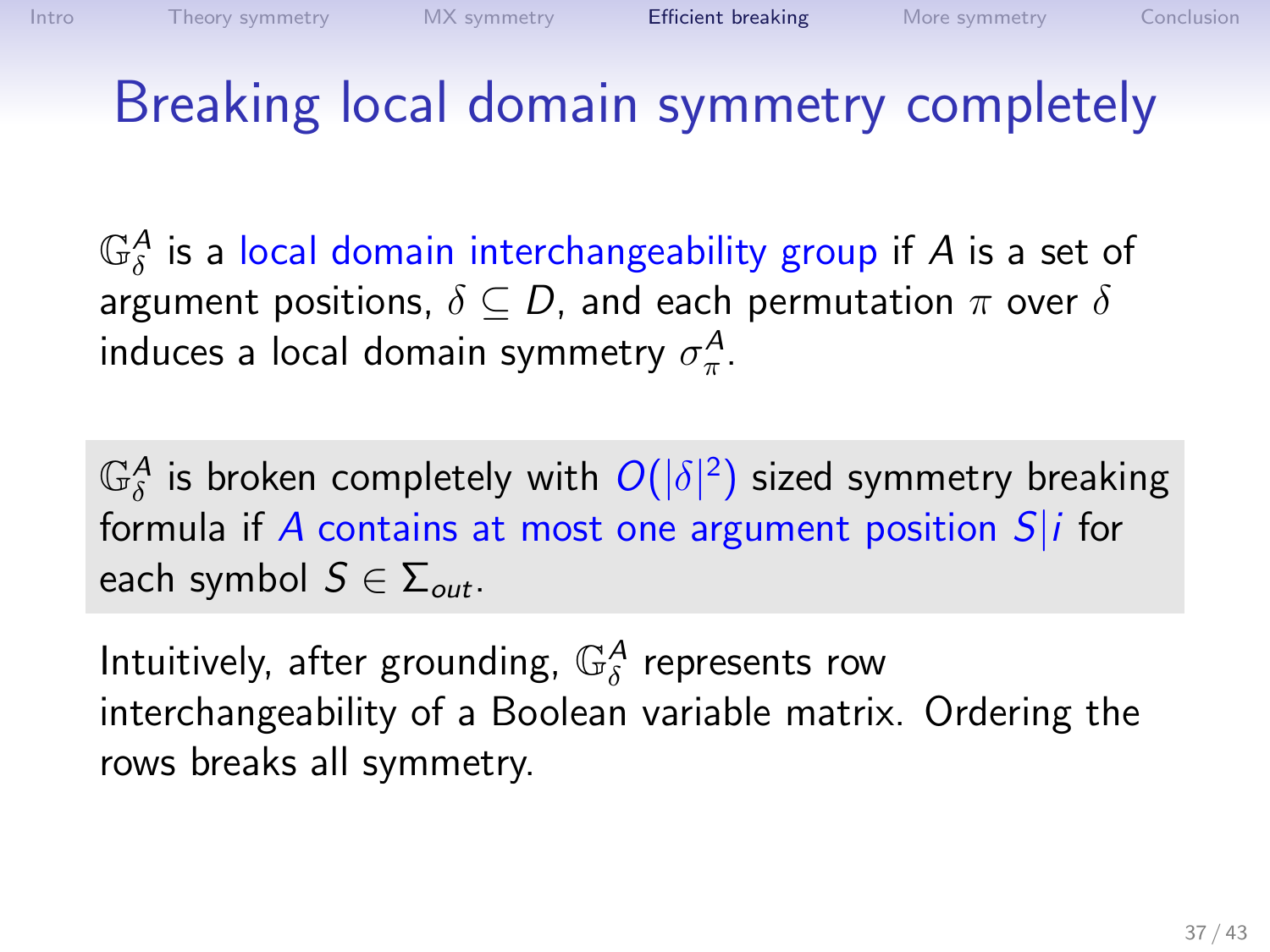# Breaking local domain symmetry completely

$\mathbb{G}_\delta^A$ is a local domain interchangeability group if $A$ is a set of argument positions, $\delta \subseteq D$, and each permutation $\pi$ over $\delta$ induces a local domain symmetry $\sigma_\pi^A$.

$\mathbb{G}_\delta^A$ is broken completely with $O(|\delta|^2)$ sized symmetry breaking formula if $A$ contains at most one argument position $S|i$ for each symbol $S \in \Sigma_{out}$.

Intuitively, after grounding, $\mathbb{G}_\delta^A$ represents row interchangeability of a Boolean variable matrix. Ordering the rows breaks all symmetry.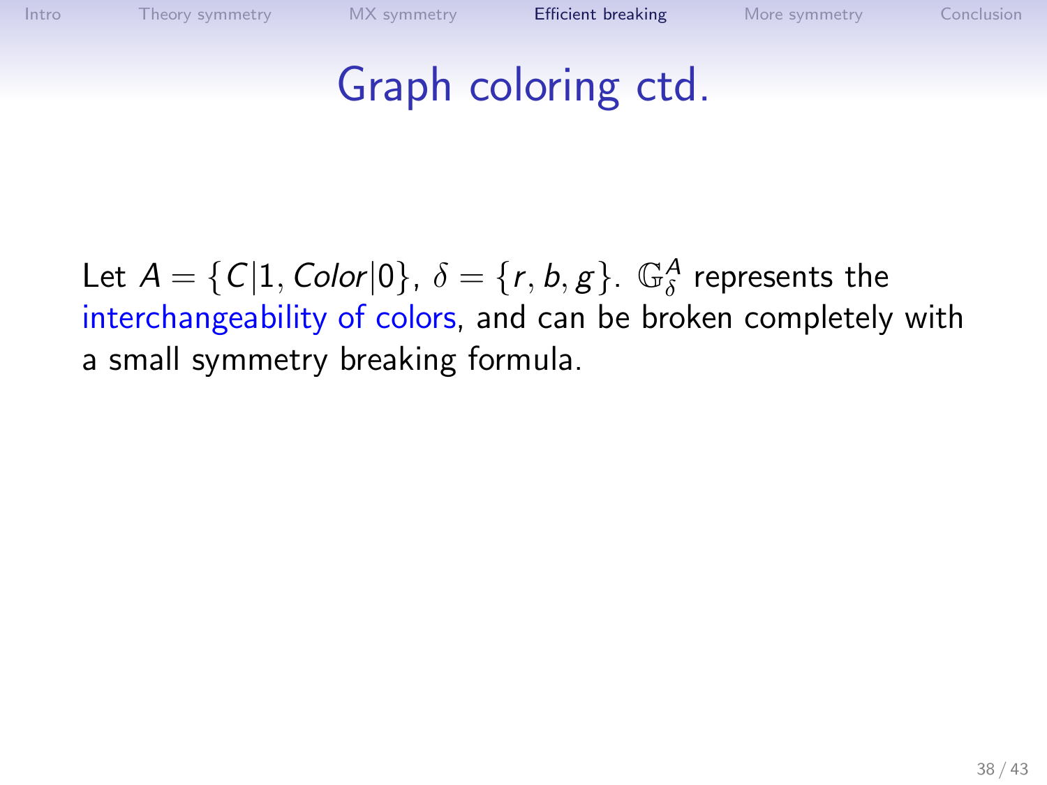# Graph coloring ctd.

Let $A = \{C|1, Color|0\}$, $\delta = \{r, b, g\}$. $\mathbb{G}_\delta^A$ represents the interchangeability of colors, and can be broken completely with a small symmetry breaking formula.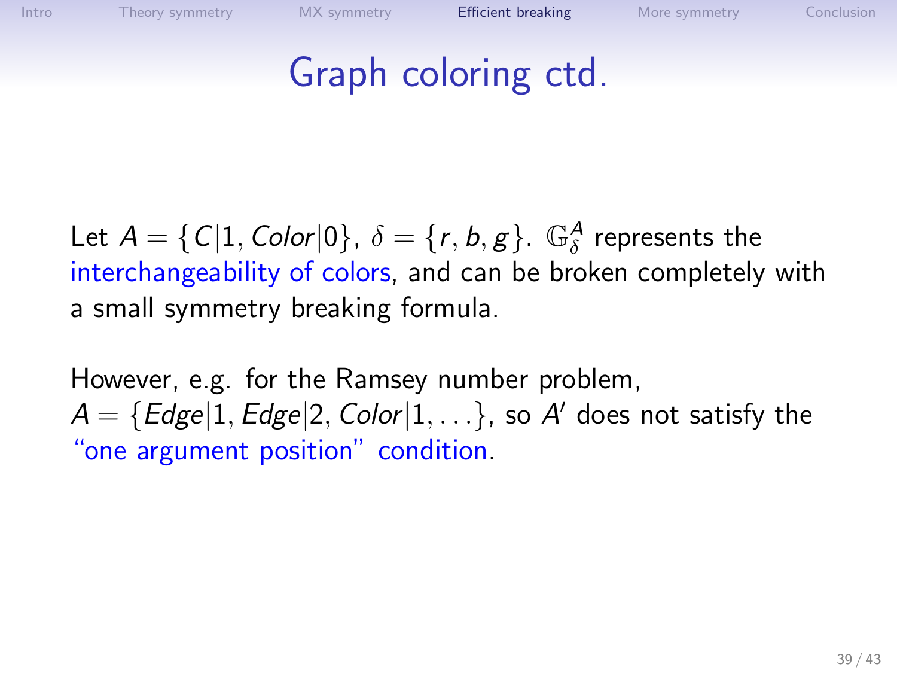# Graph coloring ctd.

Let $A = \{C|1, Color|0\}$, $\delta = \{r, b, g\}$. $\mathbb{G}_\delta^A$ represents the interchangeability of colors, and can be broken completely with a small symmetry breaking formula.

However, e.g. for the Ramsey number problem, $A = \{Edge|1, Edge|2, Color|1, \ldots\}$, so $A'$ does not satisfy the "one argument position" condition.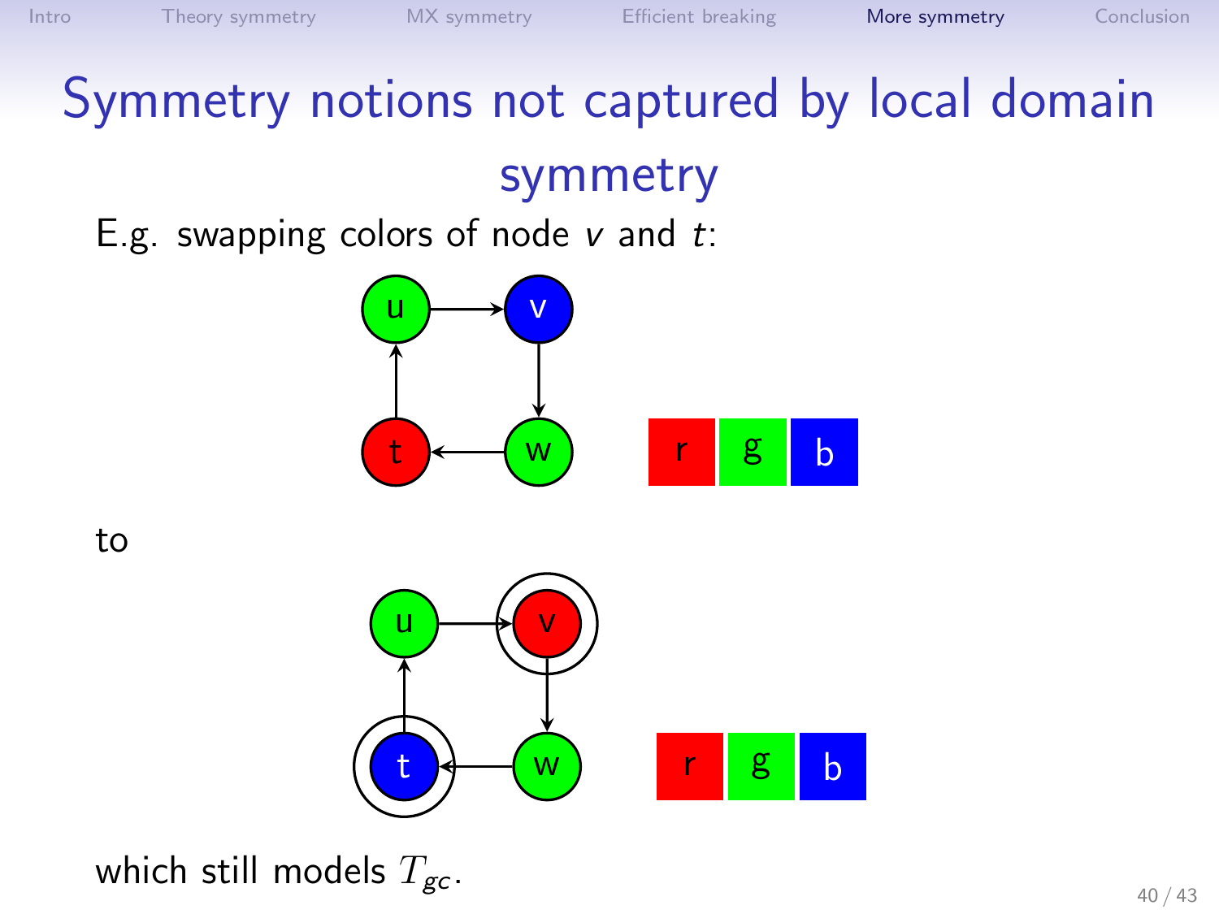# Symmetry notions not captured by local domain symmetry

E.g. swapping colors of node $v$ and $t$:

to

which still models $T_{gc}$.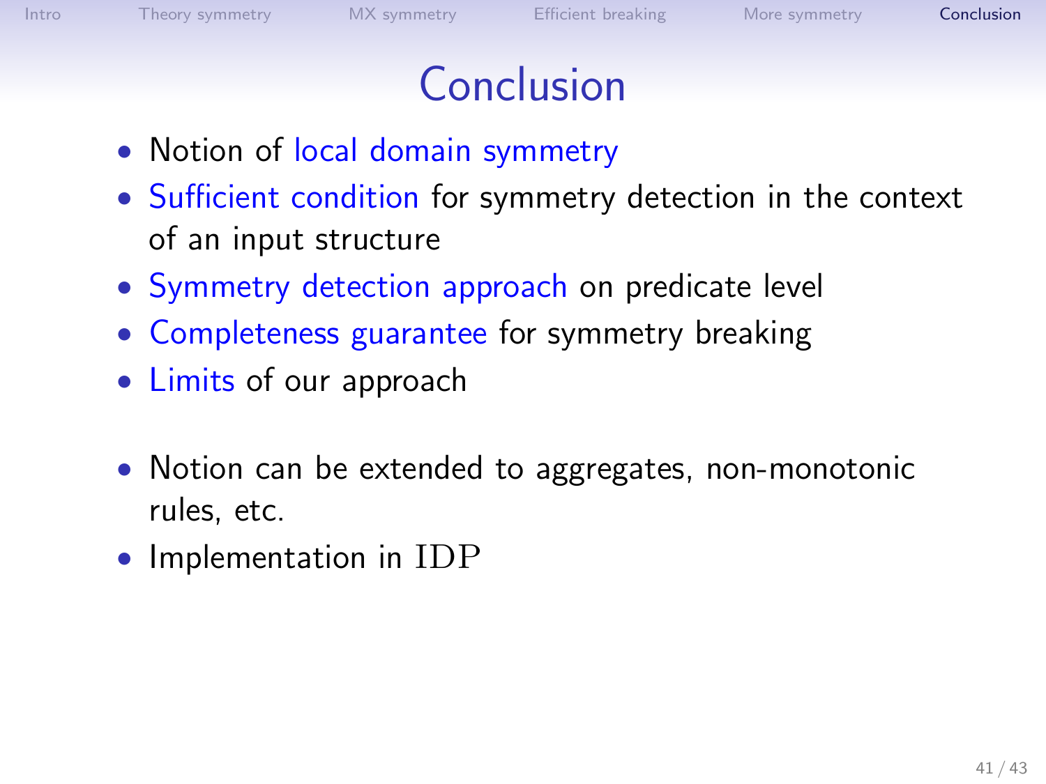# Conclusion

- Notion of local domain symmetry
- Sufficient condition for symmetry detection in the context of an input structure
- Symmetry detection approach on predicate level
- Completeness guarantee for symmetry breaking
- Limits of our approach

- Notion can be extended to aggregates, non-monotonic rules, etc.
- Implementation in IDP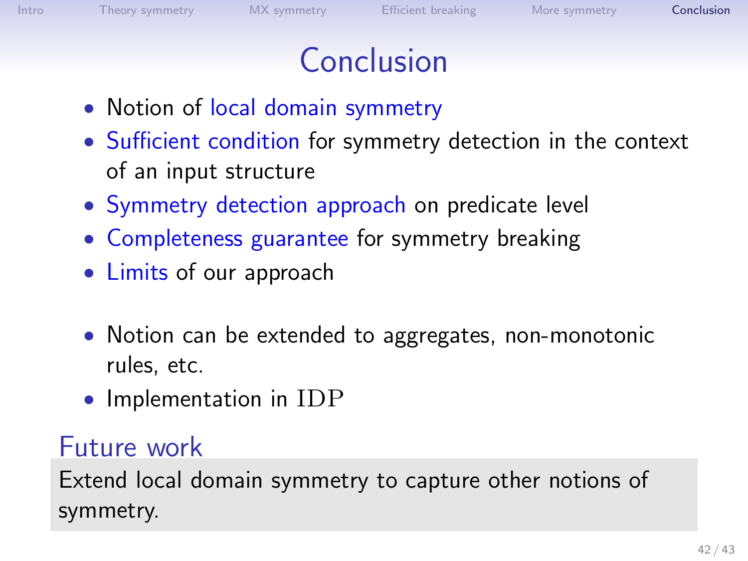# Conclusion

- Notion of local domain symmetry
- Sufficient condition for symmetry detection in the context of an input structure
- Symmetry detection approach on predicate level
- Completeness guarantee for symmetry breaking
- Limits of our approach

- Notion can be extended to aggregates, non-monotonic rules, etc.
- Implementation in IDP

## Future work

Extend local domain symmetry to capture other notions of symmetry.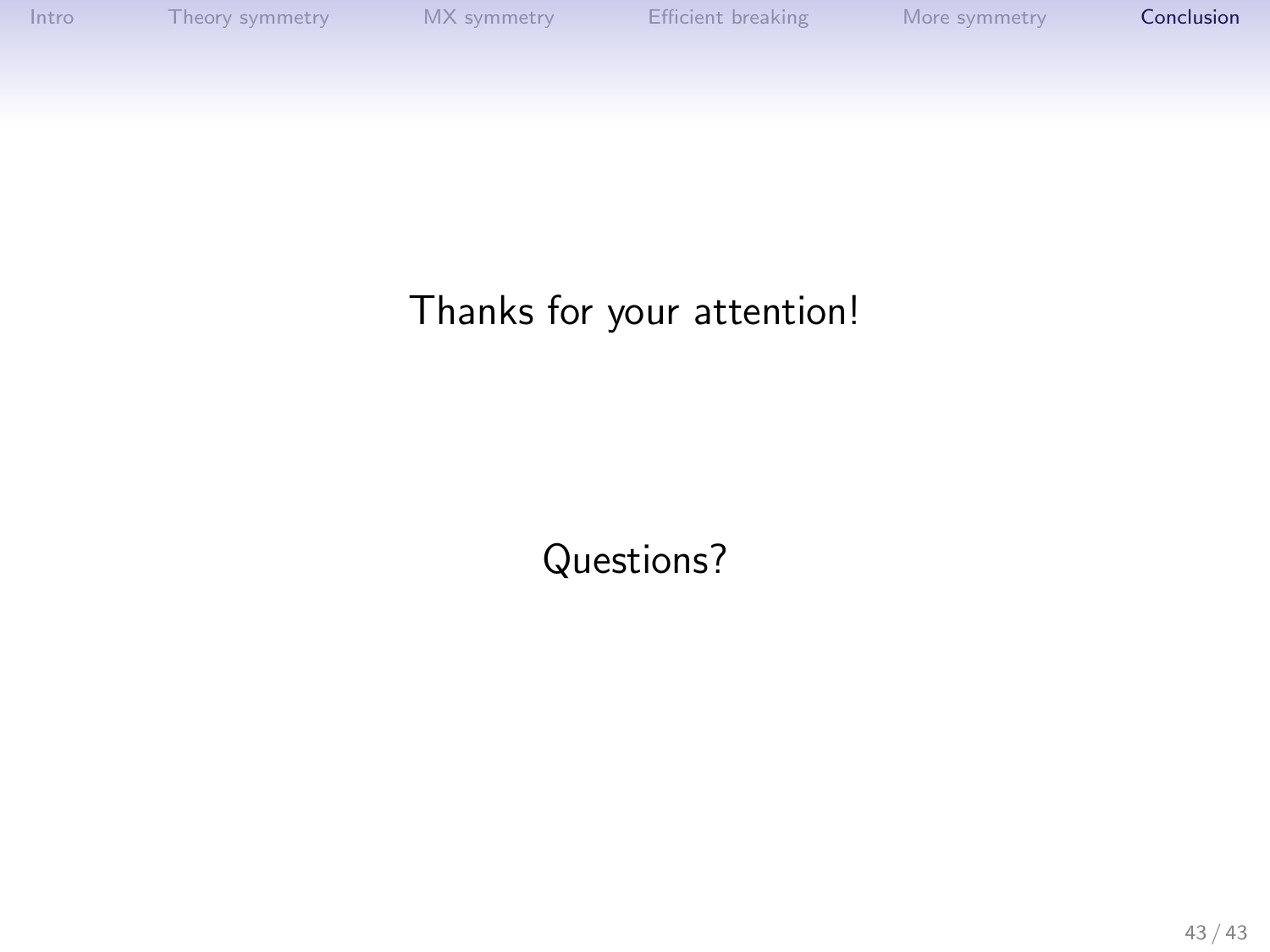Thanks for your attention!

Questions?